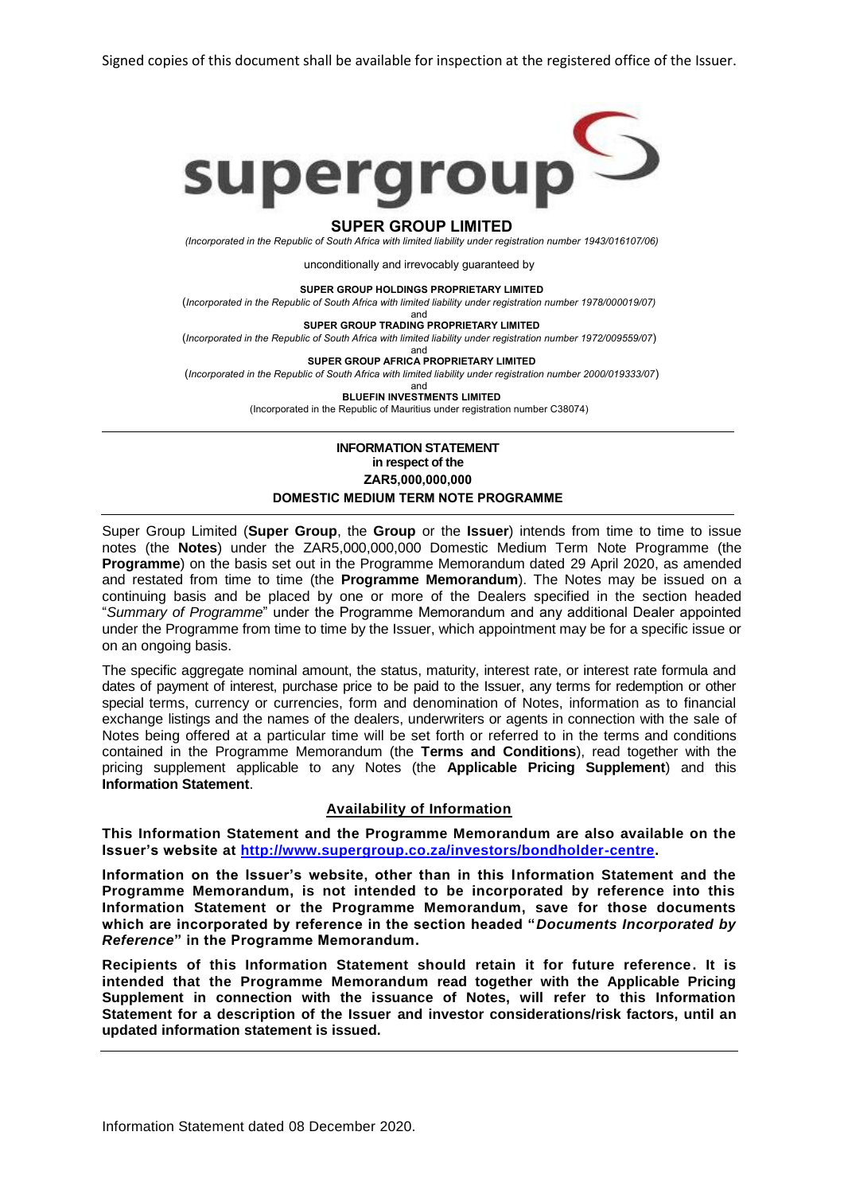Signed copies of this document shall be available for inspection at the registered office of the Issuer.

supergroup

# SUPER GROUP LIMITED

*(Incorporated in the Republic of South Africa with limited liability under registration number 1943/016107/06)*

unconditionally and irrevocably guaranteed by

**SUPER GROUP HOLDINGS PROPRIETARY LIMITED**

(*Incorporated in the Republic of South Africa with limited liability under registration number 1978/000019/07)*

and

**SUPER GROUP TRADING PROPRIETARY LIMITED**

(*Incorporated in the Republic of South Africa with limited liability under registration number 1972/009559/07*)

and

**SUPER GROUP AFRICA PROPRIETARY LIMITED**

(*Incorporated in the Republic of South Africa with limited liability under registration number 2000/019333/07*)

and

**BLUEFIN INVESTMENTS LIMITED**

(Incorporated in the Republic of Mauritius under registration number C38074)

---

## INFORMATION STATEMENT
## in respect of the
## ZAR5,000,000,000
## DOMESTIC MEDIUM TERM NOTE PROGRAMME

---

Super Group Limited (**Super Group**, the **Group** or the **Issuer**) intends from time to time to issue notes (the **Notes**) under the ZAR5,000,000,000 Domestic Medium Term Note Programme (the **Programme**) on the basis set out in the Programme Memorandum dated 29 April 2020, as amended and restated from time to time (the **Programme Memorandum**). The Notes may be issued on a continuing basis and be placed by one or more of the Dealers specified in the section headed "*Summary of Programme*" under the Programme Memorandum and any additional Dealer appointed under the Programme from time to time by the Issuer, which appointment may be for a specific issue or on an ongoing basis.

The specific aggregate nominal amount, the status, maturity, interest rate, or interest rate formula and dates of payment of interest, purchase price to be paid to the Issuer, any terms for redemption or other special terms, currency or currencies, form and denomination of Notes, information as to financial exchange listings and the names of the dealers, underwriters or agents in connection with the sale of Notes being offered at a particular time will be set forth or referred to in the terms and conditions contained in the Programme Memorandum (the **Terms and Conditions**), read together with the pricing supplement applicable to any Notes (the **Applicable Pricing Supplement**) and this **Information Statement**.

### Availability of Information

**This Information Statement and the Programme Memorandum are also available on the Issuer's website at http://www.supergroup.co.za/investors/bondholder-centre.**

**Information on the Issuer's website, other than in this Information Statement and the Programme Memorandum, is not intended to be incorporated by reference into this Information Statement or the Programme Memorandum, save for those documents which are incorporated by reference in the section headed "*Documents Incorporated by Reference*" in the Programme Memorandum.**

**Recipients of this Information Statement should retain it for future reference. It is intended that the Programme Memorandum read together with the Applicable Pricing Supplement in connection with the issuance of Notes, will refer to this Information Statement for a description of the Issuer and investor considerations/risk factors, until an updated information statement is issued.**

---

Information Statement dated 08 December 2020.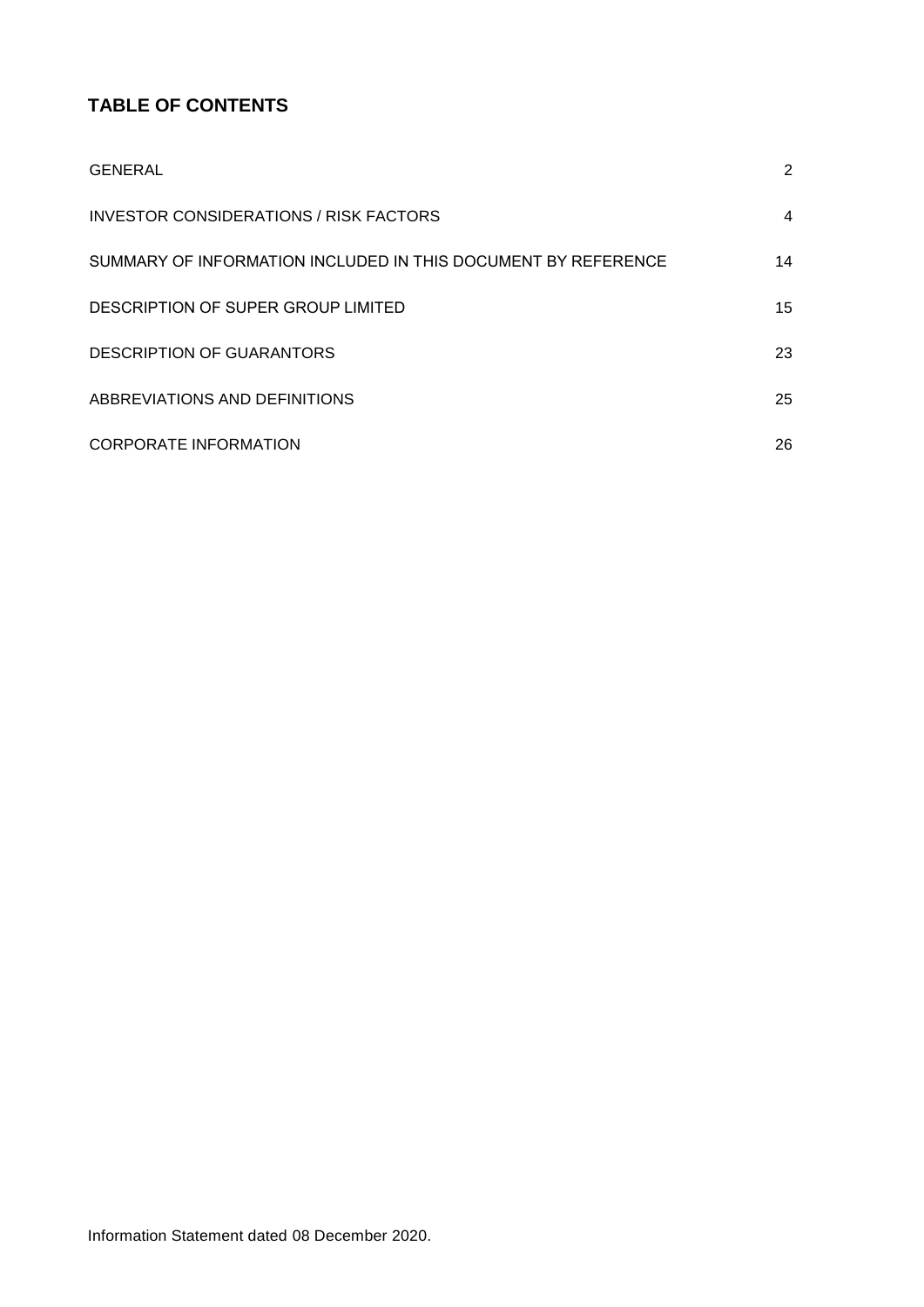## TABLE OF CONTENTS

| | |
|---|---|
| GENERAL | 2 |
| INVESTOR CONSIDERATIONS / RISK FACTORS | 4 |
| SUMMARY OF INFORMATION INCLUDED IN THIS DOCUMENT BY REFERENCE | 14 |
| DESCRIPTION OF SUPER GROUP LIMITED | 15 |
| DESCRIPTION OF GUARANTORS | 23 |
| ABBREVIATIONS AND DEFINITIONS | 25 |
| CORPORATE INFORMATION | 26 |

Information Statement dated 08 December 2020.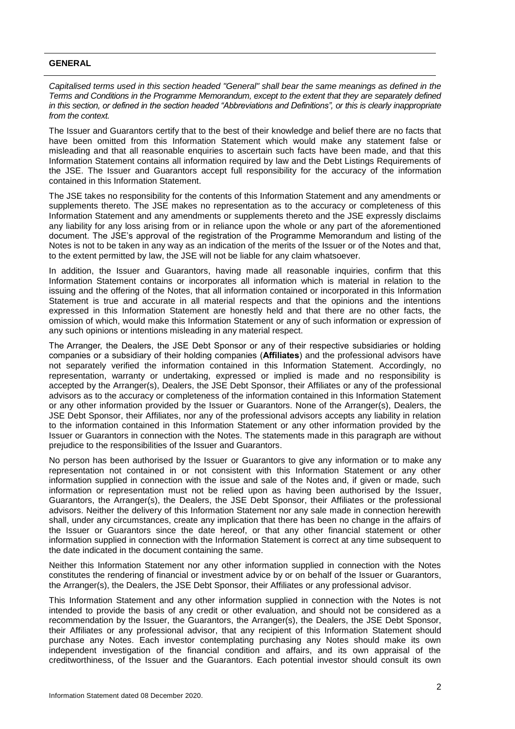## GENERAL

*Capitalised terms used in this section headed "General" shall bear the same meanings as defined in the Terms and Conditions in the Programme Memorandum, except to the extent that they are separately defined in this section, or defined in the section headed "Abbreviations and Definitions", or this is clearly inappropriate from the context.*

The Issuer and Guarantors certify that to the best of their knowledge and belief there are no facts that have been omitted from this Information Statement which would make any statement false or misleading and that all reasonable enquiries to ascertain such facts have been made, and that this Information Statement contains all information required by law and the Debt Listings Requirements of the JSE. The Issuer and Guarantors accept full responsibility for the accuracy of the information contained in this Information Statement.

The JSE takes no responsibility for the contents of this Information Statement and any amendments or supplements thereto. The JSE makes no representation as to the accuracy or completeness of this Information Statement and any amendments or supplements thereto and the JSE expressly disclaims any liability for any loss arising from or in reliance upon the whole or any part of the aforementioned document. The JSE's approval of the registration of the Programme Memorandum and listing of the Notes is not to be taken in any way as an indication of the merits of the Issuer or of the Notes and that, to the extent permitted by law, the JSE will not be liable for any claim whatsoever.

In addition, the Issuer and Guarantors, having made all reasonable inquiries, confirm that this Information Statement contains or incorporates all information which is material in relation to the issuing and the offering of the Notes, that all information contained or incorporated in this Information Statement is true and accurate in all material respects and that the opinions and the intentions expressed in this Information Statement are honestly held and that there are no other facts, the omission of which, would make this Information Statement or any of such information or expression of any such opinions or intentions misleading in any material respect.

The Arranger, the Dealers, the JSE Debt Sponsor or any of their respective subsidiaries or holding companies or a subsidiary of their holding companies (**Affiliates**) and the professional advisors have not separately verified the information contained in this Information Statement. Accordingly, no representation, warranty or undertaking, expressed or implied is made and no responsibility is accepted by the Arranger(s), Dealers, the JSE Debt Sponsor, their Affiliates or any of the professional advisors as to the accuracy or completeness of the information contained in this Information Statement or any other information provided by the Issuer or Guarantors. None of the Arranger(s), Dealers, the JSE Debt Sponsor, their Affiliates, nor any of the professional advisors accepts any liability in relation to the information contained in this Information Statement or any other information provided by the Issuer or Guarantors in connection with the Notes. The statements made in this paragraph are without prejudice to the responsibilities of the Issuer and Guarantors.

No person has been authorised by the Issuer or Guarantors to give any information or to make any representation not contained in or not consistent with this Information Statement or any other information supplied in connection with the issue and sale of the Notes and, if given or made, such information or representation must not be relied upon as having been authorised by the Issuer, Guarantors, the Arranger(s), the Dealers, the JSE Debt Sponsor, their Affiliates or the professional advisors. Neither the delivery of this Information Statement nor any sale made in connection herewith shall, under any circumstances, create any implication that there has been no change in the affairs of the Issuer or Guarantors since the date hereof, or that any other financial statement or other information supplied in connection with the Information Statement is correct at any time subsequent to the date indicated in the document containing the same.

Neither this Information Statement nor any other information supplied in connection with the Notes constitutes the rendering of financial or investment advice by or on behalf of the Issuer or Guarantors, the Arranger(s), the Dealers, the JSE Debt Sponsor, their Affiliates or any professional advisor.

This Information Statement and any other information supplied in connection with the Notes is not intended to provide the basis of any credit or other evaluation, and should not be considered as a recommendation by the Issuer, the Guarantors, the Arranger(s), the Dealers, the JSE Debt Sponsor, their Affiliates or any professional advisor, that any recipient of this Information Statement should purchase any Notes. Each investor contemplating purchasing any Notes should make its own independent investigation of the financial condition and affairs, and its own appraisal of the creditworthiness, of the Issuer and the Guarantors. Each potential investor should consult its own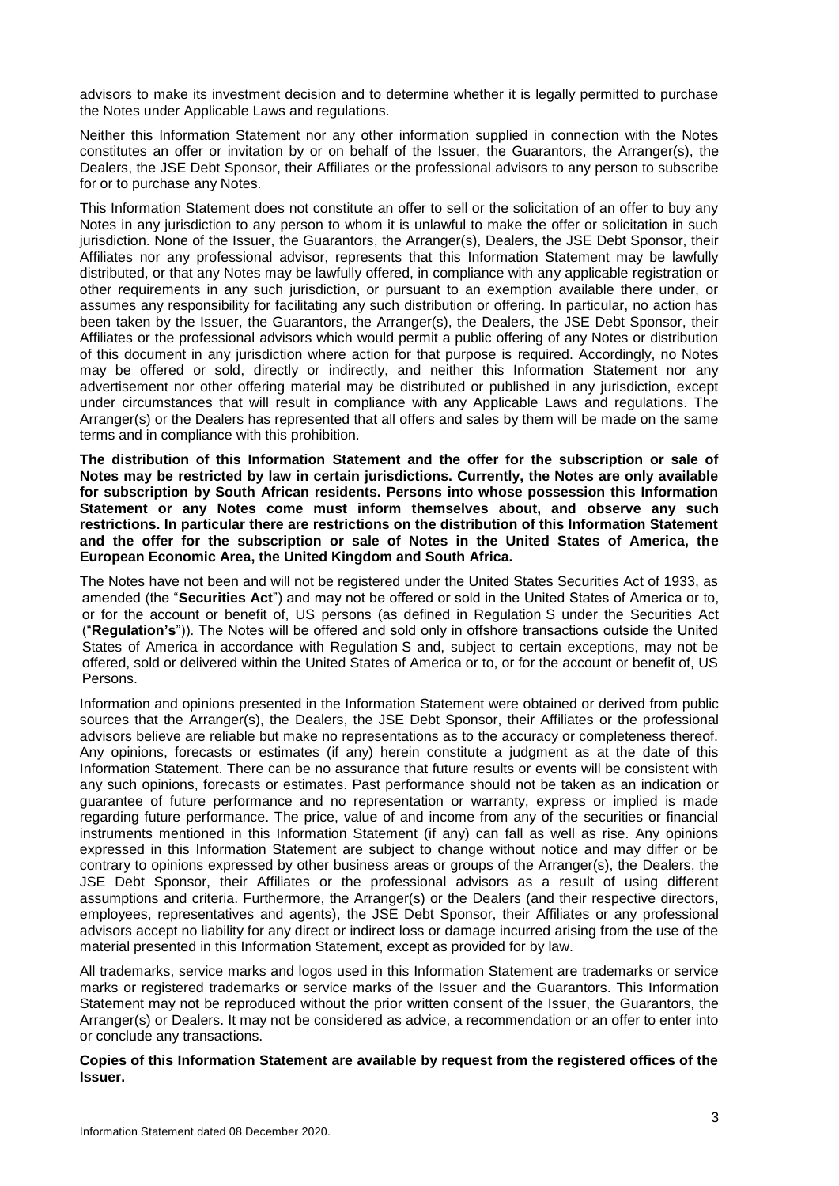advisors to make its investment decision and to determine whether it is legally permitted to purchase the Notes under Applicable Laws and regulations.

Neither this Information Statement nor any other information supplied in connection with the Notes constitutes an offer or invitation by or on behalf of the Issuer, the Guarantors, the Arranger(s), the Dealers, the JSE Debt Sponsor, their Affiliates or the professional advisors to any person to subscribe for or to purchase any Notes.

This Information Statement does not constitute an offer to sell or the solicitation of an offer to buy any Notes in any jurisdiction to any person to whom it is unlawful to make the offer or solicitation in such jurisdiction. None of the Issuer, the Guarantors, the Arranger(s), Dealers, the JSE Debt Sponsor, their Affiliates nor any professional advisor, represents that this Information Statement may be lawfully distributed, or that any Notes may be lawfully offered, in compliance with any applicable registration or other requirements in any such jurisdiction, or pursuant to an exemption available there under, or assumes any responsibility for facilitating any such distribution or offering. In particular, no action has been taken by the Issuer, the Guarantors, the Arranger(s), the Dealers, the JSE Debt Sponsor, their Affiliates or the professional advisors which would permit a public offering of any Notes or distribution of this document in any jurisdiction where action for that purpose is required. Accordingly, no Notes may be offered or sold, directly or indirectly, and neither this Information Statement nor any advertisement nor other offering material may be distributed or published in any jurisdiction, except under circumstances that will result in compliance with any Applicable Laws and regulations. The Arranger(s) or the Dealers has represented that all offers and sales by them will be made on the same terms and in compliance with this prohibition.

**The distribution of this Information Statement and the offer for the subscription or sale of Notes may be restricted by law in certain jurisdictions. Currently, the Notes are only available for subscription by South African residents. Persons into whose possession this Information Statement or any Notes come must inform themselves about, and observe any such restrictions. In particular there are restrictions on the distribution of this Information Statement and the offer for the subscription or sale of Notes in the United States of America, the European Economic Area, the United Kingdom and South Africa.**

The Notes have not been and will not be registered under the United States Securities Act of 1933, as amended (the "**Securities Act**") and may not be offered or sold in the United States of America or to, or for the account or benefit of, US persons (as defined in Regulation S under the Securities Act ("**Regulation's**")). The Notes will be offered and sold only in offshore transactions outside the United States of America in accordance with Regulation S and, subject to certain exceptions, may not be offered, sold or delivered within the United States of America or to, or for the account or benefit of, US Persons.

Information and opinions presented in the Information Statement were obtained or derived from public sources that the Arranger(s), the Dealers, the JSE Debt Sponsor, their Affiliates or the professional advisors believe are reliable but make no representations as to the accuracy or completeness thereof. Any opinions, forecasts or estimates (if any) herein constitute a judgment as at the date of this Information Statement. There can be no assurance that future results or events will be consistent with any such opinions, forecasts or estimates. Past performance should not be taken as an indication or guarantee of future performance and no representation or warranty, express or implied is made regarding future performance. The price, value of and income from any of the securities or financial instruments mentioned in this Information Statement (if any) can fall as well as rise. Any opinions expressed in this Information Statement are subject to change without notice and may differ or be contrary to opinions expressed by other business areas or groups of the Arranger(s), the Dealers, the JSE Debt Sponsor, their Affiliates or the professional advisors as a result of using different assumptions and criteria. Furthermore, the Arranger(s) or the Dealers (and their respective directors, employees, representatives and agents), the JSE Debt Sponsor, their Affiliates or any professional advisors accept no liability for any direct or indirect loss or damage incurred arising from the use of the material presented in this Information Statement, except as provided for by law.

All trademarks, service marks and logos used in this Information Statement are trademarks or service marks or registered trademarks or service marks of the Issuer and the Guarantors. This Information Statement may not be reproduced without the prior written consent of the Issuer, the Guarantors, the Arranger(s) or Dealers. It may not be considered as advice, a recommendation or an offer to enter into or conclude any transactions.

**Copies of this Information Statement are available by request from the registered offices of the Issuer.**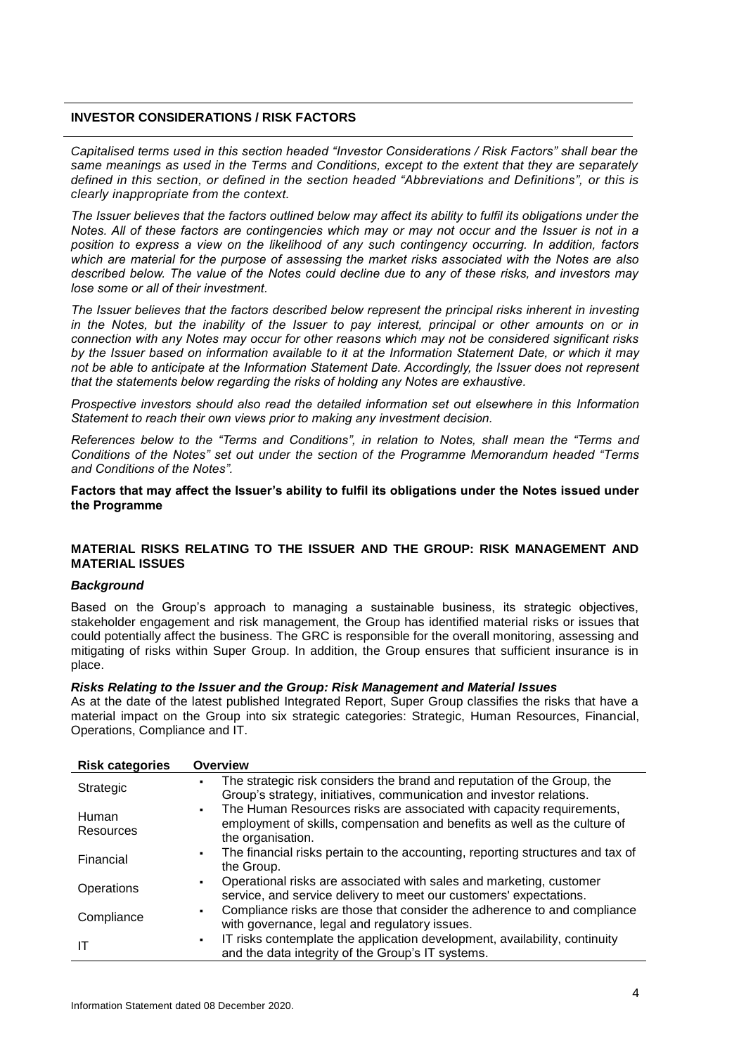## INVESTOR CONSIDERATIONS / RISK FACTORS

*Capitalised terms used in this section headed "Investor Considerations / Risk Factors" shall bear the same meanings as used in the Terms and Conditions, except to the extent that they are separately defined in this section, or defined in the section headed "Abbreviations and Definitions", or this is clearly inappropriate from the context.*

*The Issuer believes that the factors outlined below may affect its ability to fulfil its obligations under the Notes. All of these factors are contingencies which may or may not occur and the Issuer is not in a position to express a view on the likelihood of any such contingency occurring. In addition, factors which are material for the purpose of assessing the market risks associated with the Notes are also described below. The value of the Notes could decline due to any of these risks, and investors may lose some or all of their investment.*

*The Issuer believes that the factors described below represent the principal risks inherent in investing in the Notes, but the inability of the Issuer to pay interest, principal or other amounts on or in connection with any Notes may occur for other reasons which may not be considered significant risks by the Issuer based on information available to it at the Information Statement Date, or which it may not be able to anticipate at the Information Statement Date. Accordingly, the Issuer does not represent that the statements below regarding the risks of holding any Notes are exhaustive.*

*Prospective investors should also read the detailed information set out elsewhere in this Information Statement to reach their own views prior to making any investment decision.*

*References below to the "Terms and Conditions", in relation to Notes, shall mean the "Terms and Conditions of the Notes" set out under the section of the Programme Memorandum headed "Terms and Conditions of the Notes".*

**Factors that may affect the Issuer's ability to fulfil its obligations under the Notes issued under the Programme**

### MATERIAL RISKS RELATING TO THE ISSUER AND THE GROUP: RISK MANAGEMENT AND MATERIAL ISSUES

***Background***

Based on the Group's approach to managing a sustainable business, its strategic objectives, stakeholder engagement and risk management, the Group has identified material risks or issues that could potentially affect the business. The GRC is responsible for the overall monitoring, assessing and mitigating of risks within Super Group. In addition, the Group ensures that sufficient insurance is in place.

***Risks Relating to the Issuer and the Group: Risk Management and Material Issues***

As at the date of the latest published Integrated Report, Super Group classifies the risks that have a material impact on the Group into six strategic categories: Strategic, Human Resources, Financial, Operations, Compliance and IT.

| Risk categories | Overview |
|---|---|
| Strategic | ▪ The strategic risk considers the brand and reputation of the Group, the Group's strategy, initiatives, communication and investor relations. |
| Human Resources | ▪ The Human Resources risks are associated with capacity requirements, employment of skills, compensation and benefits as well as the culture of the organisation. |
| Financial | ▪ The financial risks pertain to the accounting, reporting structures and tax of the Group. |
| Operations | ▪ Operational risks are associated with sales and marketing, customer service, and service delivery to meet our customers' expectations. |
| Compliance | ▪ Compliance risks are those that consider the adherence to and compliance with governance, legal and regulatory issues. |
| IT | ▪ IT risks contemplate the application development, availability, continuity and the data integrity of the Group's IT systems. |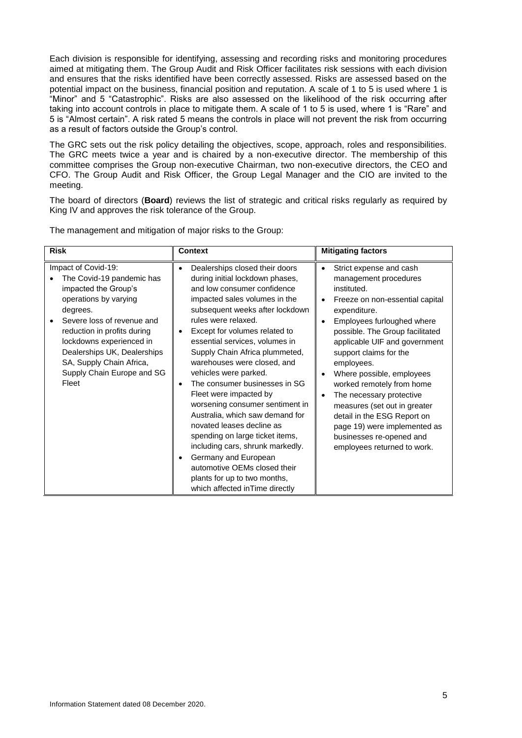Each division is responsible for identifying, assessing and recording risks and monitoring procedures aimed at mitigating them. The Group Audit and Risk Officer facilitates risk sessions with each division and ensures that the risks identified have been correctly assessed. Risks are assessed based on the potential impact on the business, financial position and reputation. A scale of 1 to 5 is used where 1 is "Minor" and 5 "Catastrophic". Risks are also assessed on the likelihood of the risk occurring after taking into account controls in place to mitigate them. A scale of 1 to 5 is used, where 1 is "Rare" and 5 is "Almost certain". A risk rated 5 means the controls in place will not prevent the risk from occurring as a result of factors outside the Group's control.

The GRC sets out the risk policy detailing the objectives, scope, approach, roles and responsibilities. The GRC meets twice a year and is chaired by a non-executive director. The membership of this committee comprises the Group non-executive Chairman, two non-executive directors, the CEO and CFO. The Group Audit and Risk Officer, the Group Legal Manager and the CIO are invited to the meeting.

The board of directors (**Board**) reviews the list of strategic and critical risks regularly as required by King IV and approves the risk tolerance of the Group.

The management and mitigation of major risks to the Group:

| Risk | Context | Mitigating factors |
|---|---|---|
| Impact of Covid-19:<br>• The Covid-19 pandemic has impacted the Group's operations by varying degrees.<br>• Severe loss of revenue and reduction in profits during lockdowns experienced in Dealerships UK, Dealerships SA, Supply Chain Africa, Supply Chain Europe and SG Fleet | • Dealerships closed their doors during initial lockdown phases, and low consumer confidence impacted sales volumes in the subsequent weeks after lockdown rules were relaxed.<br>• Except for volumes related to essential services, volumes in Supply Chain Africa plummeted, warehouses were closed, and vehicles were parked.<br>• The consumer businesses in SG Fleet were impacted by worsening consumer sentiment in Australia, which saw demand for novated leases decline as spending on large ticket items, including cars, shrunk markedly.<br>• Germany and European automotive OEMs closed their plants for up to two months, which affected inTime directly | • Strict expense and cash management procedures instituted.<br>• Freeze on non-essential capital expenditure.<br>• Employees furloughed where possible. The Group facilitated applicable UIF and government support claims for the employees.<br>• Where possible, employees worked remotely from home<br>• The necessary protective measures (set out in greater detail in the ESG Report on page 19) were implemented as businesses re-opened and employees returned to work. |

Information Statement dated 08 December 2020.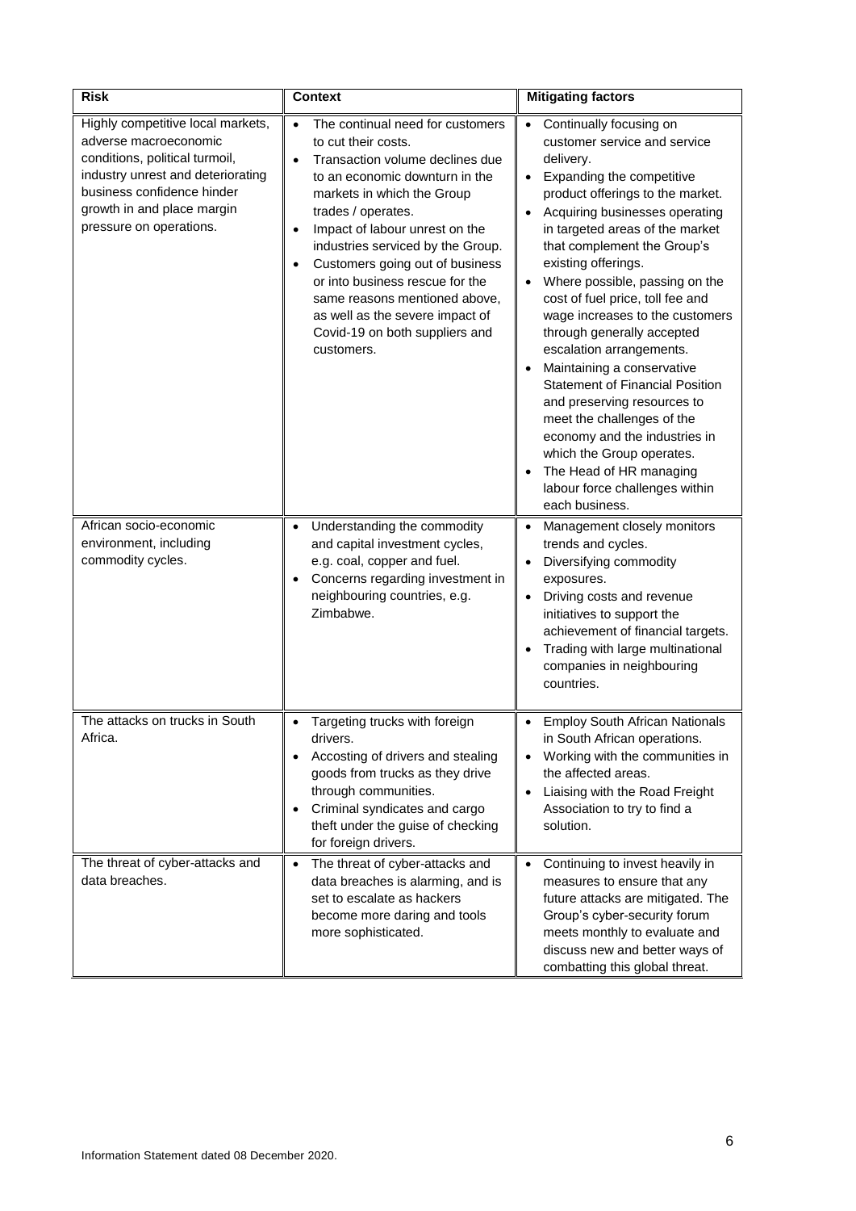| Risk | Context | Mitigating factors |
|---|---|---|
| Highly competitive local markets, adverse macroeconomic conditions, political turmoil, industry unrest and deteriorating business confidence hinder growth in and place margin pressure on operations. | • The continual need for customers to cut their costs.<br>• Transaction volume declines due to an economic downturn in the markets in which the Group trades / operates.<br>• Impact of labour unrest on the industries serviced by the Group.<br>• Customers going out of business or into business rescue for the same reasons mentioned above, as well as the severe impact of Covid-19 on both suppliers and customers. | • Continually focusing on customer service and service delivery.<br>• Expanding the competitive product offerings to the market.<br>• Acquiring businesses operating in targeted areas of the market that complement the Group's existing offerings.<br>• Where possible, passing on the cost of fuel price, toll fee and wage increases to the customers through generally accepted escalation arrangements.<br>• Maintaining a conservative Statement of Financial Position and preserving resources to meet the challenges of the economy and the industries in which the Group operates.<br>• The Head of HR managing labour force challenges within each business. |
| African socio-economic environment, including commodity cycles. | • Understanding the commodity and capital investment cycles, e.g. coal, copper and fuel.<br>• Concerns regarding investment in neighbouring countries, e.g. Zimbabwe. | • Management closely monitors trends and cycles.<br>• Diversifying commodity exposures.<br>• Driving costs and revenue initiatives to support the achievement of financial targets.<br>• Trading with large multinational companies in neighbouring countries. |
| The attacks on trucks in South Africa. | • Targeting trucks with foreign drivers.<br>• Accosting of drivers and stealing goods from trucks as they drive through communities.<br>• Criminal syndicates and cargo theft under the guise of checking for foreign drivers. | • Employ South African Nationals in South African operations.<br>• Working with the communities in the affected areas.<br>• Liaising with the Road Freight Association to try to find a solution. |
| The threat of cyber-attacks and data breaches. | • The threat of cyber-attacks and data breaches is alarming, and is set to escalate as hackers become more daring and tools more sophisticated. | • Continuing to invest heavily in measures to ensure that any future attacks are mitigated. The Group's cyber-security forum meets monthly to evaluate and discuss new and better ways of combatting this global threat. |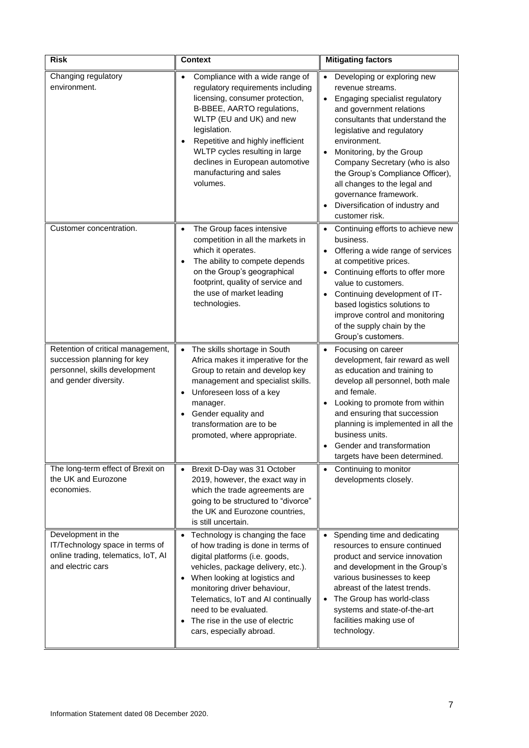| Risk | Context | Mitigating factors |
|---|---|---|
| Changing regulatory environment. | • Compliance with a wide range of regulatory requirements including licensing, consumer protection, B-BBEE, AARTO regulations, WLTP (EU and UK) and new legislation.<br>• Repetitive and highly inefficient WLTP cycles resulting in large declines in European automotive manufacturing and sales volumes. | • Developing or exploring new revenue streams.<br>• Engaging specialist regulatory and government relations consultants that understand the legislative and regulatory environment.<br>• Monitoring, by the Group Company Secretary (who is also the Group's Compliance Officer), all changes to the legal and governance framework.<br>• Diversification of industry and customer risk. |
| Customer concentration. | • The Group faces intensive competition in all the markets in which it operates.<br>• The ability to compete depends on the Group's geographical footprint, quality of service and the use of market leading technologies. | • Continuing efforts to achieve new business.<br>• Offering a wide range of services at competitive prices.<br>• Continuing efforts to offer more value to customers.<br>• Continuing development of IT-based logistics solutions to improve control and monitoring of the supply chain by the Group's customers. |
| Retention of critical management, succession planning for key personnel, skills development and gender diversity. | • The skills shortage in South Africa makes it imperative for the Group to retain and develop key management and specialist skills.<br>• Unforeseen loss of a key manager.<br>• Gender equality and transformation are to be promoted, where appropriate. | • Focusing on career development, fair reward as well as education and training to develop all personnel, both male and female.<br>• Looking to promote from within and ensuring that succession planning is implemented in all the business units.<br>• Gender and transformation targets have been determined. |
| The long-term effect of Brexit on the UK and Eurozone economies. | • Brexit D-Day was 31 October 2019, however, the exact way in which the trade agreements are going to be structured to "divorce" the UK and Eurozone countries, is still uncertain. | • Continuing to monitor developments closely. |
| Development in the IT/Technology space in terms of online trading, telematics, IoT, AI and electric cars | • Technology is changing the face of how trading is done in terms of digital platforms (i.e. goods, vehicles, package delivery, etc.).<br>• When looking at logistics and monitoring driver behaviour, Telematics, IoT and AI continually need to be evaluated.<br>• The rise in the use of electric cars, especially abroad. | • Spending time and dedicating resources to ensure continued product and service innovation and development in the Group's various businesses to keep abreast of the latest trends.<br>• The Group has world-class systems and state-of-the-art facilities making use of technology. |

Information Statement dated 08 December 2020.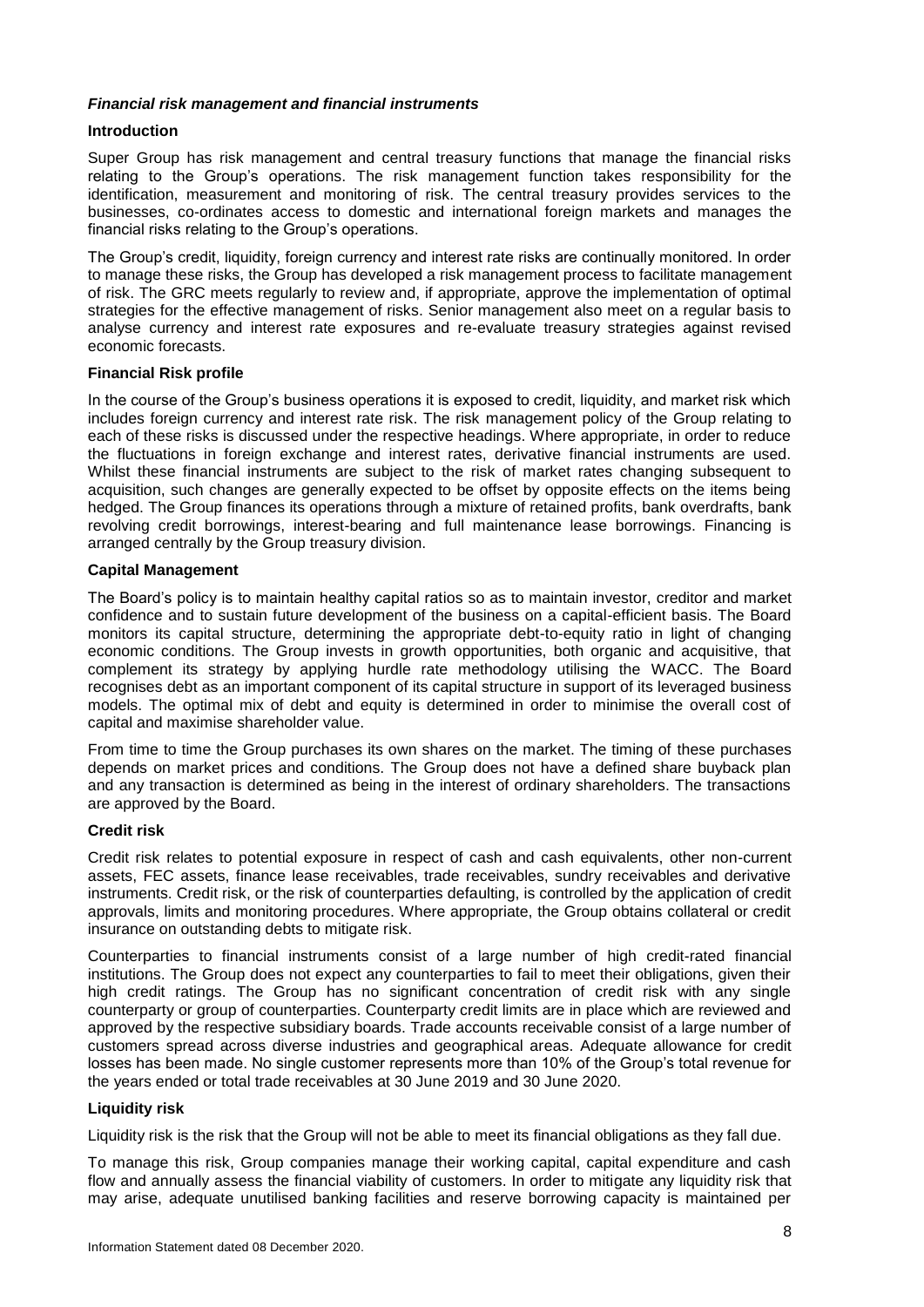### *Financial risk management and financial instruments*

**Introduction**

Super Group has risk management and central treasury functions that manage the financial risks relating to the Group's operations. The risk management function takes responsibility for the identification, measurement and monitoring of risk. The central treasury provides services to the businesses, co-ordinates access to domestic and international foreign markets and manages the financial risks relating to the Group's operations.

The Group's credit, liquidity, foreign currency and interest rate risks are continually monitored. In order to manage these risks, the Group has developed a risk management process to facilitate management of risk. The GRC meets regularly to review and, if appropriate, approve the implementation of optimal strategies for the effective management of risks. Senior management also meet on a regular basis to analyse currency and interest rate exposures and re-evaluate treasury strategies against revised economic forecasts.

**Financial Risk profile**

In the course of the Group's business operations it is exposed to credit, liquidity, and market risk which includes foreign currency and interest rate risk. The risk management policy of the Group relating to each of these risks is discussed under the respective headings. Where appropriate, in order to reduce the fluctuations in foreign exchange and interest rates, derivative financial instruments are used. Whilst these financial instruments are subject to the risk of market rates changing subsequent to acquisition, such changes are generally expected to be offset by opposite effects on the items being hedged. The Group finances its operations through a mixture of retained profits, bank overdrafts, bank revolving credit borrowings, interest-bearing and full maintenance lease borrowings. Financing is arranged centrally by the Group treasury division.

**Capital Management**

The Board's policy is to maintain healthy capital ratios so as to maintain investor, creditor and market confidence and to sustain future development of the business on a capital-efficient basis. The Board monitors its capital structure, determining the appropriate debt-to-equity ratio in light of changing economic conditions. The Group invests in growth opportunities, both organic and acquisitive, that complement its strategy by applying hurdle rate methodology utilising the WACC. The Board recognises debt as an important component of its capital structure in support of its leveraged business models. The optimal mix of debt and equity is determined in order to minimise the overall cost of capital and maximise shareholder value.

From time to time the Group purchases its own shares on the market. The timing of these purchases depends on market prices and conditions. The Group does not have a defined share buyback plan and any transaction is determined as being in the interest of ordinary shareholders. The transactions are approved by the Board.

**Credit risk**

Credit risk relates to potential exposure in respect of cash and cash equivalents, other non-current assets, FEC assets, finance lease receivables, trade receivables, sundry receivables and derivative instruments. Credit risk, or the risk of counterparties defaulting, is controlled by the application of credit approvals, limits and monitoring procedures. Where appropriate, the Group obtains collateral or credit insurance on outstanding debts to mitigate risk.

Counterparties to financial instruments consist of a large number of high credit-rated financial institutions. The Group does not expect any counterparties to fail to meet their obligations, given their high credit ratings. The Group has no significant concentration of credit risk with any single counterparty or group of counterparties. Counterparty credit limits are in place which are reviewed and approved by the respective subsidiary boards. Trade accounts receivable consist of a large number of customers spread across diverse industries and geographical areas. Adequate allowance for credit losses has been made. No single customer represents more than 10% of the Group's total revenue for the years ended or total trade receivables at 30 June 2019 and 30 June 2020.

**Liquidity risk**

Liquidity risk is the risk that the Group will not be able to meet its financial obligations as they fall due.

To manage this risk, Group companies manage their working capital, capital expenditure and cash flow and annually assess the financial viability of customers. In order to mitigate any liquidity risk that may arise, adequate unutilised banking facilities and reserve borrowing capacity is maintained per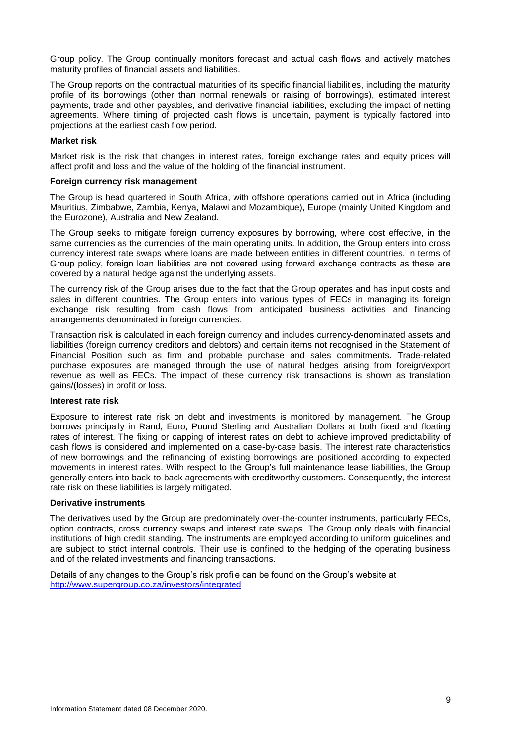Group policy. The Group continually monitors forecast and actual cash flows and actively matches maturity profiles of financial assets and liabilities.

The Group reports on the contractual maturities of its specific financial liabilities, including the maturity profile of its borrowings (other than normal renewals or raising of borrowings), estimated interest payments, trade and other payables, and derivative financial liabilities, excluding the impact of netting agreements. Where timing of projected cash flows is uncertain, payment is typically factored into projections at the earliest cash flow period.

**Market risk**

Market risk is the risk that changes in interest rates, foreign exchange rates and equity prices will affect profit and loss and the value of the holding of the financial instrument.

**Foreign currency risk management**

The Group is head quartered in South Africa, with offshore operations carried out in Africa (including Mauritius, Zimbabwe, Zambia, Kenya, Malawi and Mozambique), Europe (mainly United Kingdom and the Eurozone), Australia and New Zealand.

The Group seeks to mitigate foreign currency exposures by borrowing, where cost effective, in the same currencies as the currencies of the main operating units. In addition, the Group enters into cross currency interest rate swaps where loans are made between entities in different countries. In terms of Group policy, foreign loan liabilities are not covered using forward exchange contracts as these are covered by a natural hedge against the underlying assets.

The currency risk of the Group arises due to the fact that the Group operates and has input costs and sales in different countries. The Group enters into various types of FECs in managing its foreign exchange risk resulting from cash flows from anticipated business activities and financing arrangements denominated in foreign currencies.

Transaction risk is calculated in each foreign currency and includes currency-denominated assets and liabilities (foreign currency creditors and debtors) and certain items not recognised in the Statement of Financial Position such as firm and probable purchase and sales commitments. Trade-related purchase exposures are managed through the use of natural hedges arising from foreign/export revenue as well as FECs. The impact of these currency risk transactions is shown as translation gains/(losses) in profit or loss.

**Interest rate risk**

Exposure to interest rate risk on debt and investments is monitored by management. The Group borrows principally in Rand, Euro, Pound Sterling and Australian Dollars at both fixed and floating rates of interest. The fixing or capping of interest rates on debt to achieve improved predictability of cash flows is considered and implemented on a case-by-case basis. The interest rate characteristics of new borrowings and the refinancing of existing borrowings are positioned according to expected movements in interest rates. With respect to the Group's full maintenance lease liabilities, the Group generally enters into back-to-back agreements with creditworthy customers. Consequently, the interest rate risk on these liabilities is largely mitigated.

**Derivative instruments**

The derivatives used by the Group are predominately over-the-counter instruments, particularly FECs, option contracts, cross currency swaps and interest rate swaps. The Group only deals with financial institutions of high credit standing. The instruments are employed according to uniform guidelines and are subject to strict internal controls. Their use is confined to the hedging of the operating business and of the related investments and financing transactions.

Details of any changes to the Group's risk profile can be found on the Group's website at http://www.supergroup.co.za/investors/integrated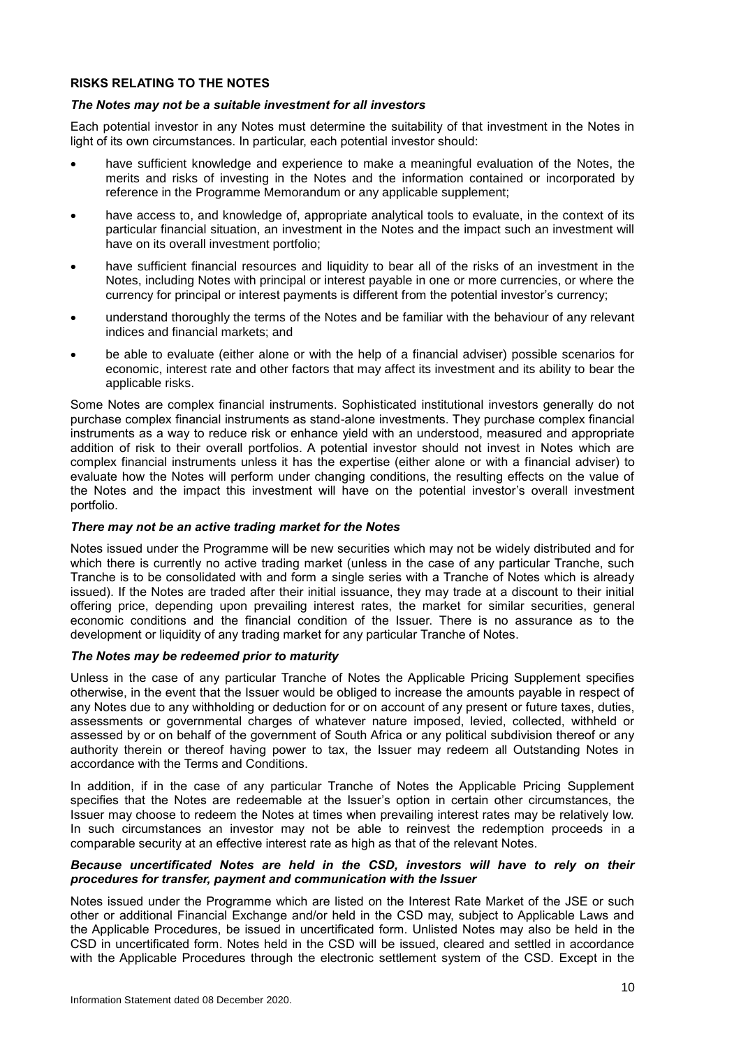## RISKS RELATING TO THE NOTES

### *The Notes may not be a suitable investment for all investors*

Each potential investor in any Notes must determine the suitability of that investment in the Notes in light of its own circumstances. In particular, each potential investor should:

- have sufficient knowledge and experience to make a meaningful evaluation of the Notes, the merits and risks of investing in the Notes and the information contained or incorporated by reference in the Programme Memorandum or any applicable supplement;
- have access to, and knowledge of, appropriate analytical tools to evaluate, in the context of its particular financial situation, an investment in the Notes and the impact such an investment will have on its overall investment portfolio;
- have sufficient financial resources and liquidity to bear all of the risks of an investment in the Notes, including Notes with principal or interest payable in one or more currencies, or where the currency for principal or interest payments is different from the potential investor's currency;
- understand thoroughly the terms of the Notes and be familiar with the behaviour of any relevant indices and financial markets; and
- be able to evaluate (either alone or with the help of a financial adviser) possible scenarios for economic, interest rate and other factors that may affect its investment and its ability to bear the applicable risks.

Some Notes are complex financial instruments. Sophisticated institutional investors generally do not purchase complex financial instruments as stand-alone investments. They purchase complex financial instruments as a way to reduce risk or enhance yield with an understood, measured and appropriate addition of risk to their overall portfolios. A potential investor should not invest in Notes which are complex financial instruments unless it has the expertise (either alone or with a financial adviser) to evaluate how the Notes will perform under changing conditions, the resulting effects on the value of the Notes and the impact this investment will have on the potential investor's overall investment portfolio.

### *There may not be an active trading market for the Notes*

Notes issued under the Programme will be new securities which may not be widely distributed and for which there is currently no active trading market (unless in the case of any particular Tranche, such Tranche is to be consolidated with and form a single series with a Tranche of Notes which is already issued). If the Notes are traded after their initial issuance, they may trade at a discount to their initial offering price, depending upon prevailing interest rates, the market for similar securities, general economic conditions and the financial condition of the Issuer. There is no assurance as to the development or liquidity of any trading market for any particular Tranche of Notes.

### *The Notes may be redeemed prior to maturity*

Unless in the case of any particular Tranche of Notes the Applicable Pricing Supplement specifies otherwise, in the event that the Issuer would be obliged to increase the amounts payable in respect of any Notes due to any withholding or deduction for or on account of any present or future taxes, duties, assessments or governmental charges of whatever nature imposed, levied, collected, withheld or assessed by or on behalf of the government of South Africa or any political subdivision thereof or any authority therein or thereof having power to tax, the Issuer may redeem all Outstanding Notes in accordance with the Terms and Conditions.

In addition, if in the case of any particular Tranche of Notes the Applicable Pricing Supplement specifies that the Notes are redeemable at the Issuer's option in certain other circumstances, the Issuer may choose to redeem the Notes at times when prevailing interest rates may be relatively low. In such circumstances an investor may not be able to reinvest the redemption proceeds in a comparable security at an effective interest rate as high as that of the relevant Notes.

### *Because uncertificated Notes are held in the CSD, investors will have to rely on their procedures for transfer, payment and communication with the Issuer*

Notes issued under the Programme which are listed on the Interest Rate Market of the JSE or such other or additional Financial Exchange and/or held in the CSD may, subject to Applicable Laws and the Applicable Procedures, be issued in uncertificated form. Unlisted Notes may also be held in the CSD in uncertificated form. Notes held in the CSD will be issued, cleared and settled in accordance with the Applicable Procedures through the electronic settlement system of the CSD. Except in the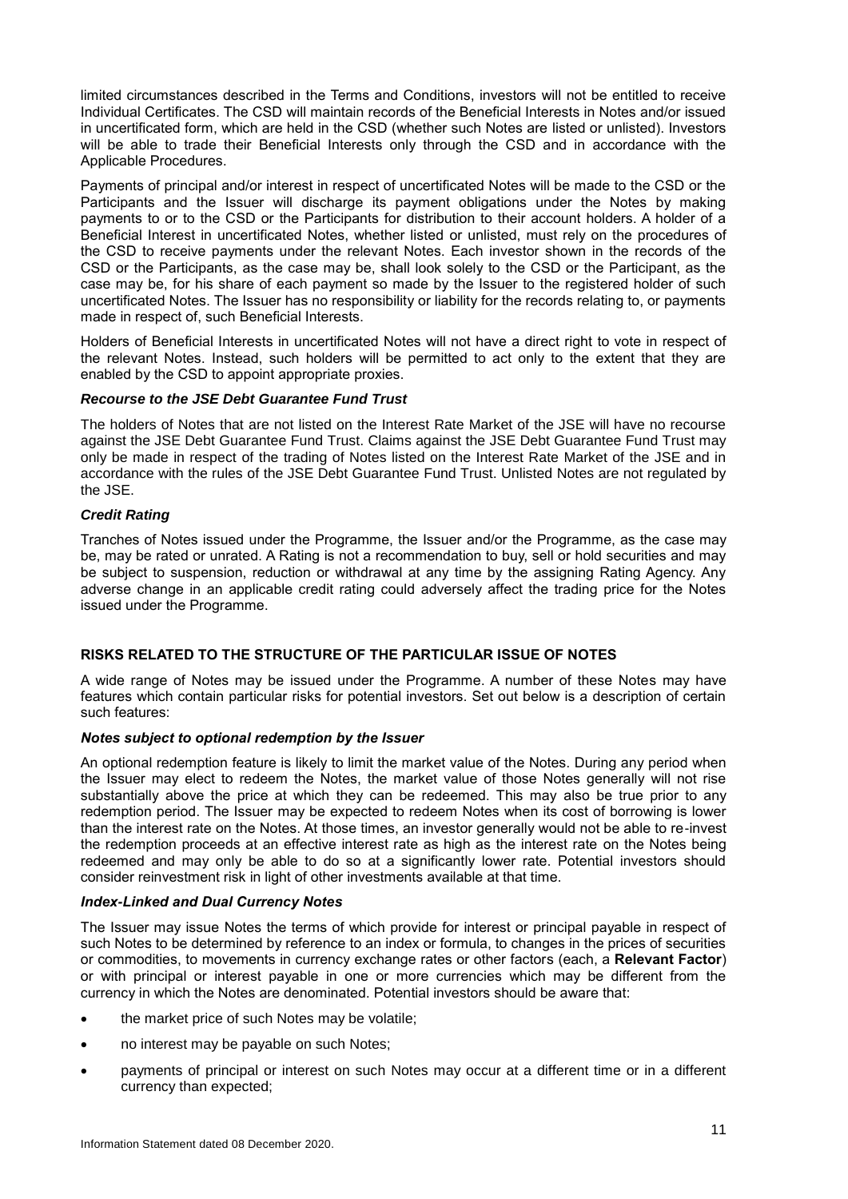limited circumstances described in the Terms and Conditions, investors will not be entitled to receive Individual Certificates. The CSD will maintain records of the Beneficial Interests in Notes and/or issued in uncertificated form, which are held in the CSD (whether such Notes are listed or unlisted). Investors will be able to trade their Beneficial Interests only through the CSD and in accordance with the Applicable Procedures.

Payments of principal and/or interest in respect of uncertificated Notes will be made to the CSD or the Participants and the Issuer will discharge its payment obligations under the Notes by making payments to or to the CSD or the Participants for distribution to their account holders. A holder of a Beneficial Interest in uncertificated Notes, whether listed or unlisted, must rely on the procedures of the CSD to receive payments under the relevant Notes. Each investor shown in the records of the CSD or the Participants, as the case may be, shall look solely to the CSD or the Participant, as the case may be, for his share of each payment so made by the Issuer to the registered holder of such uncertificated Notes. The Issuer has no responsibility or liability for the records relating to, or payments made in respect of, such Beneficial Interests.

Holders of Beneficial Interests in uncertificated Notes will not have a direct right to vote in respect of the relevant Notes. Instead, such holders will be permitted to act only to the extent that they are enabled by the CSD to appoint appropriate proxies.

***Recourse to the JSE Debt Guarantee Fund Trust***

The holders of Notes that are not listed on the Interest Rate Market of the JSE will have no recourse against the JSE Debt Guarantee Fund Trust. Claims against the JSE Debt Guarantee Fund Trust may only be made in respect of the trading of Notes listed on the Interest Rate Market of the JSE and in accordance with the rules of the JSE Debt Guarantee Fund Trust. Unlisted Notes are not regulated by the JSE.

***Credit Rating***

Tranches of Notes issued under the Programme, the Issuer and/or the Programme, as the case may be, may be rated or unrated. A Rating is not a recommendation to buy, sell or hold securities and may be subject to suspension, reduction or withdrawal at any time by the assigning Rating Agency. Any adverse change in an applicable credit rating could adversely affect the trading price for the Notes issued under the Programme.

## RISKS RELATED TO THE STRUCTURE OF THE PARTICULAR ISSUE OF NOTES

A wide range of Notes may be issued under the Programme. A number of these Notes may have features which contain particular risks for potential investors. Set out below is a description of certain such features:

***Notes subject to optional redemption by the Issuer***

An optional redemption feature is likely to limit the market value of the Notes. During any period when the Issuer may elect to redeem the Notes, the market value of those Notes generally will not rise substantially above the price at which they can be redeemed. This may also be true prior to any redemption period. The Issuer may be expected to redeem Notes when its cost of borrowing is lower than the interest rate on the Notes. At those times, an investor generally would not be able to re-invest the redemption proceeds at an effective interest rate as high as the interest rate on the Notes being redeemed and may only be able to do so at a significantly lower rate. Potential investors should consider reinvestment risk in light of other investments available at that time.

***Index-Linked and Dual Currency Notes***

The Issuer may issue Notes the terms of which provide for interest or principal payable in respect of such Notes to be determined by reference to an index or formula, to changes in the prices of securities or commodities, to movements in currency exchange rates or other factors (each, a **Relevant Factor**) or with principal or interest payable in one or more currencies which may be different from the currency in which the Notes are denominated. Potential investors should be aware that:

- the market price of such Notes may be volatile;
- no interest may be payable on such Notes;
- payments of principal or interest on such Notes may occur at a different time or in a different currency than expected;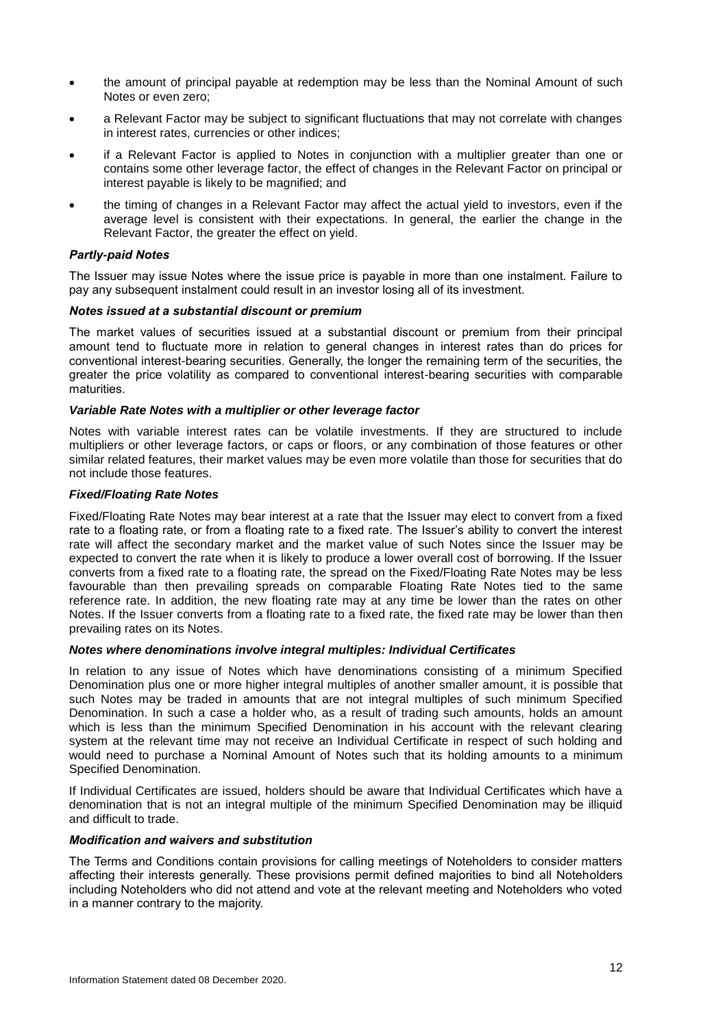- the amount of principal payable at redemption may be less than the Nominal Amount of such Notes or even zero;
- a Relevant Factor may be subject to significant fluctuations that may not correlate with changes in interest rates, currencies or other indices;
- if a Relevant Factor is applied to Notes in conjunction with a multiplier greater than one or contains some other leverage factor, the effect of changes in the Relevant Factor on principal or interest payable is likely to be magnified; and
- the timing of changes in a Relevant Factor may affect the actual yield to investors, even if the average level is consistent with their expectations. In general, the earlier the change in the Relevant Factor, the greater the effect on yield.

***Partly-paid Notes***

The Issuer may issue Notes where the issue price is payable in more than one instalment. Failure to pay any subsequent instalment could result in an investor losing all of its investment.

***Notes issued at a substantial discount or premium***

The market values of securities issued at a substantial discount or premium from their principal amount tend to fluctuate more in relation to general changes in interest rates than do prices for conventional interest-bearing securities. Generally, the longer the remaining term of the securities, the greater the price volatility as compared to conventional interest-bearing securities with comparable maturities.

***Variable Rate Notes with a multiplier or other leverage factor***

Notes with variable interest rates can be volatile investments. If they are structured to include multipliers or other leverage factors, or caps or floors, or any combination of those features or other similar related features, their market values may be even more volatile than those for securities that do not include those features.

***Fixed/Floating Rate Notes***

Fixed/Floating Rate Notes may bear interest at a rate that the Issuer may elect to convert from a fixed rate to a floating rate, or from a floating rate to a fixed rate. The Issuer's ability to convert the interest rate will affect the secondary market and the market value of such Notes since the Issuer may be expected to convert the rate when it is likely to produce a lower overall cost of borrowing. If the Issuer converts from a fixed rate to a floating rate, the spread on the Fixed/Floating Rate Notes may be less favourable than then prevailing spreads on comparable Floating Rate Notes tied to the same reference rate. In addition, the new floating rate may at any time be lower than the rates on other Notes. If the Issuer converts from a floating rate to a fixed rate, the fixed rate may be lower than then prevailing rates on its Notes.

***Notes where denominations involve integral multiples: Individual Certificates***

In relation to any issue of Notes which have denominations consisting of a minimum Specified Denomination plus one or more higher integral multiples of another smaller amount, it is possible that such Notes may be traded in amounts that are not integral multiples of such minimum Specified Denomination. In such a case a holder who, as a result of trading such amounts, holds an amount which is less than the minimum Specified Denomination in his account with the relevant clearing system at the relevant time may not receive an Individual Certificate in respect of such holding and would need to purchase a Nominal Amount of Notes such that its holding amounts to a minimum Specified Denomination.

If Individual Certificates are issued, holders should be aware that Individual Certificates which have a denomination that is not an integral multiple of the minimum Specified Denomination may be illiquid and difficult to trade.

***Modification and waivers and substitution***

The Terms and Conditions contain provisions for calling meetings of Noteholders to consider matters affecting their interests generally. These provisions permit defined majorities to bind all Noteholders including Noteholders who did not attend and vote at the relevant meeting and Noteholders who voted in a manner contrary to the majority.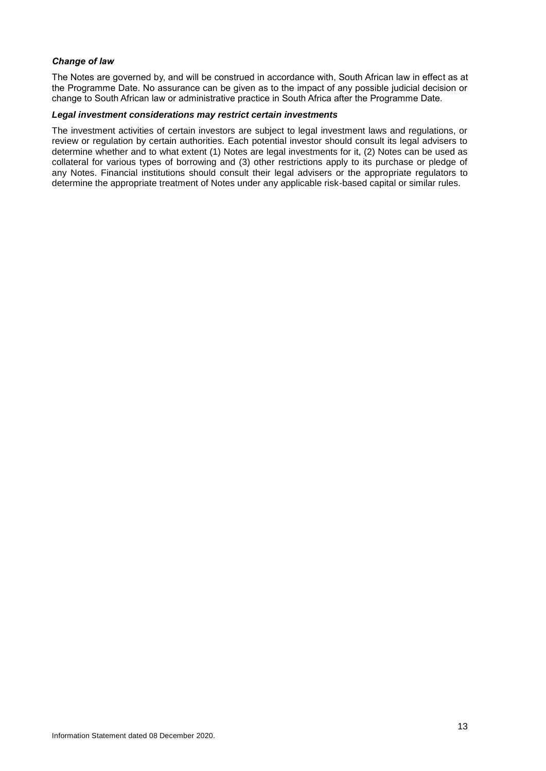***Change of law***

The Notes are governed by, and will be construed in accordance with, South African law in effect as at the Programme Date. No assurance can be given as to the impact of any possible judicial decision or change to South African law or administrative practice in South Africa after the Programme Date.

***Legal investment considerations may restrict certain investments***

The investment activities of certain investors are subject to legal investment laws and regulations, or review or regulation by certain authorities. Each potential investor should consult its legal advisers to determine whether and to what extent (1) Notes are legal investments for it, (2) Notes can be used as collateral for various types of borrowing and (3) other restrictions apply to its purchase or pledge of any Notes. Financial institutions should consult their legal advisers or the appropriate regulators to determine the appropriate treatment of Notes under any applicable risk-based capital or similar rules.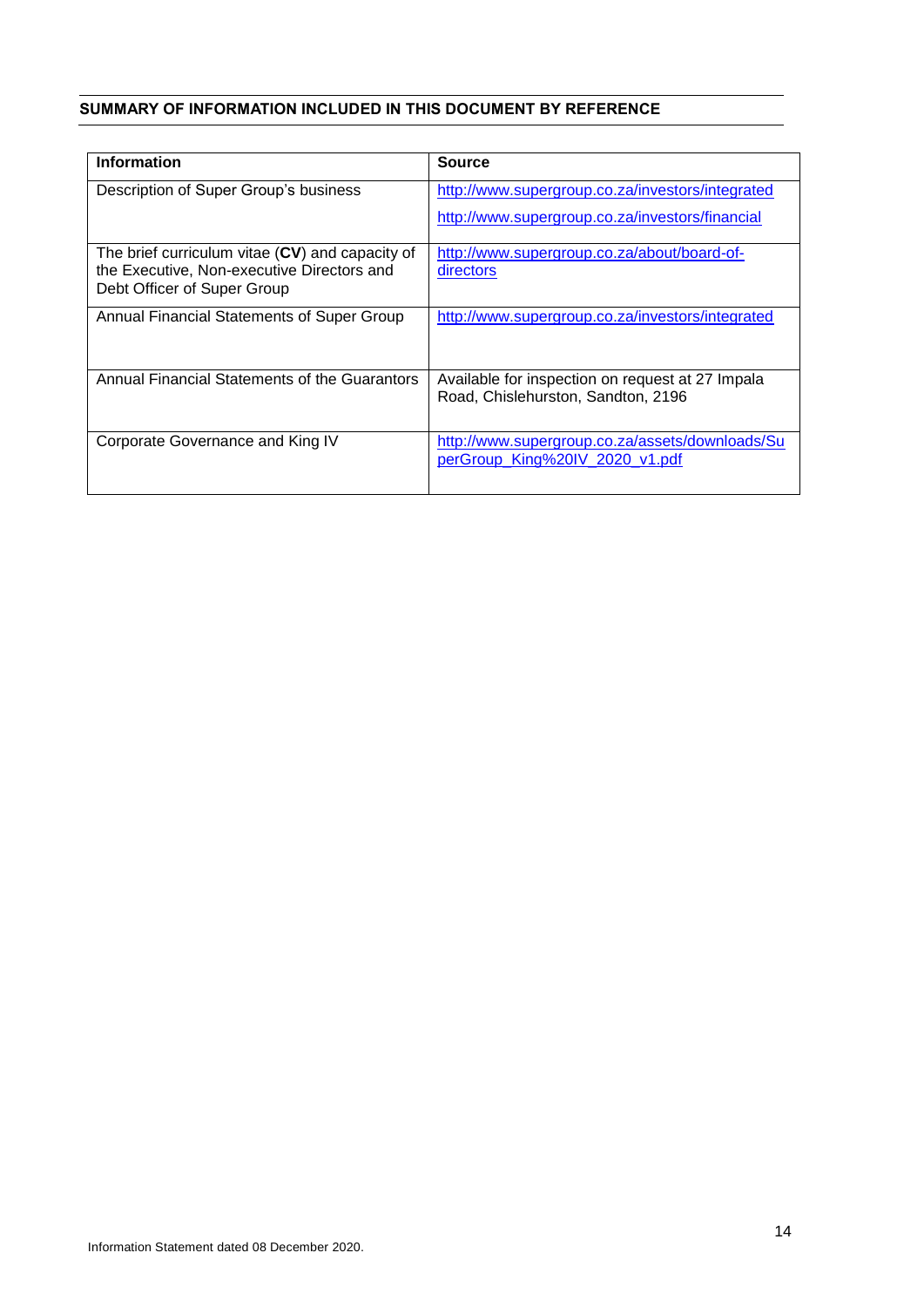## SUMMARY OF INFORMATION INCLUDED IN THIS DOCUMENT BY REFERENCE

| Information | Source |
|---|---|
| Description of Super Group's business | http://www.supergroup.co.za/investors/integrated<br>http://www.supergroup.co.za/investors/financial |
| The brief curriculum vitae (**CV**) and capacity of the Executive, Non-executive Directors and Debt Officer of Super Group | http://www.supergroup.co.za/about/board-of-directors |
| Annual Financial Statements of Super Group | http://www.supergroup.co.za/investors/integrated |
| Annual Financial Statements of the Guarantors | Available for inspection on request at 27 Impala Road, Chislehurston, Sandton, 2196 |
| Corporate Governance and King IV | http://www.supergroup.co.za/assets/downloads/SuperGroup_King%20IV_2020_v1.pdf |

Information Statement dated 08 December 2020.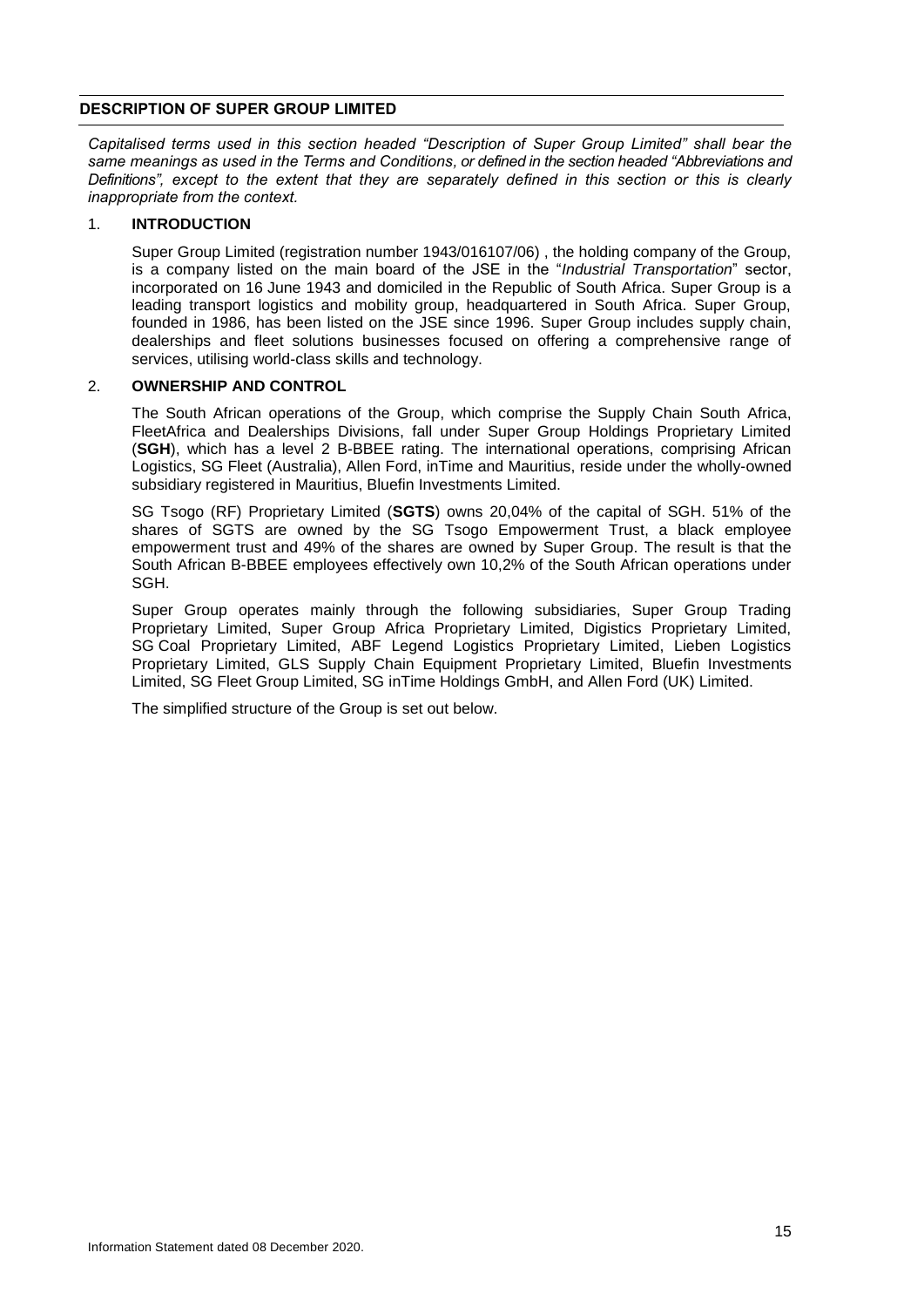## DESCRIPTION OF SUPER GROUP LIMITED

*Capitalised terms used in this section headed "Description of Super Group Limited" shall bear the same meanings as used in the Terms and Conditions, or defined in the section headed "Abbreviations and Definitions", except to the extent that they are separately defined in this section or this is clearly inappropriate from the context.*

### 1. INTRODUCTION

Super Group Limited (registration number 1943/016107/06) , the holding company of the Group, is a company listed on the main board of the JSE in the "*Industrial Transportation*" sector, incorporated on 16 June 1943 and domiciled in the Republic of South Africa. Super Group is a leading transport logistics and mobility group, headquartered in South Africa. Super Group, founded in 1986, has been listed on the JSE since 1996. Super Group includes supply chain, dealerships and fleet solutions businesses focused on offering a comprehensive range of services, utilising world-class skills and technology.

### 2. OWNERSHIP AND CONTROL

The South African operations of the Group, which comprise the Supply Chain South Africa, FleetAfrica and Dealerships Divisions, fall under Super Group Holdings Proprietary Limited (**SGH**), which has a level 2 B-BBEE rating. The international operations, comprising African Logistics, SG Fleet (Australia), Allen Ford, inTime and Mauritius, reside under the wholly-owned subsidiary registered in Mauritius, Bluefin Investments Limited.

SG Tsogo (RF) Proprietary Limited (**SGTS**) owns 20,04% of the capital of SGH. 51% of the shares of SGTS are owned by the SG Tsogo Empowerment Trust, a black employee empowerment trust and 49% of the shares are owned by Super Group. The result is that the South African B-BBEE employees effectively own 10,2% of the South African operations under SGH.

Super Group operates mainly through the following subsidiaries, Super Group Trading Proprietary Limited, Super Group Africa Proprietary Limited, Digistics Proprietary Limited, SG Coal Proprietary Limited, ABF Legend Logistics Proprietary Limited, Lieben Logistics Proprietary Limited, GLS Supply Chain Equipment Proprietary Limited, Bluefin Investments Limited, SG Fleet Group Limited, SG inTime Holdings GmbH, and Allen Ford (UK) Limited.

The simplified structure of the Group is set out below.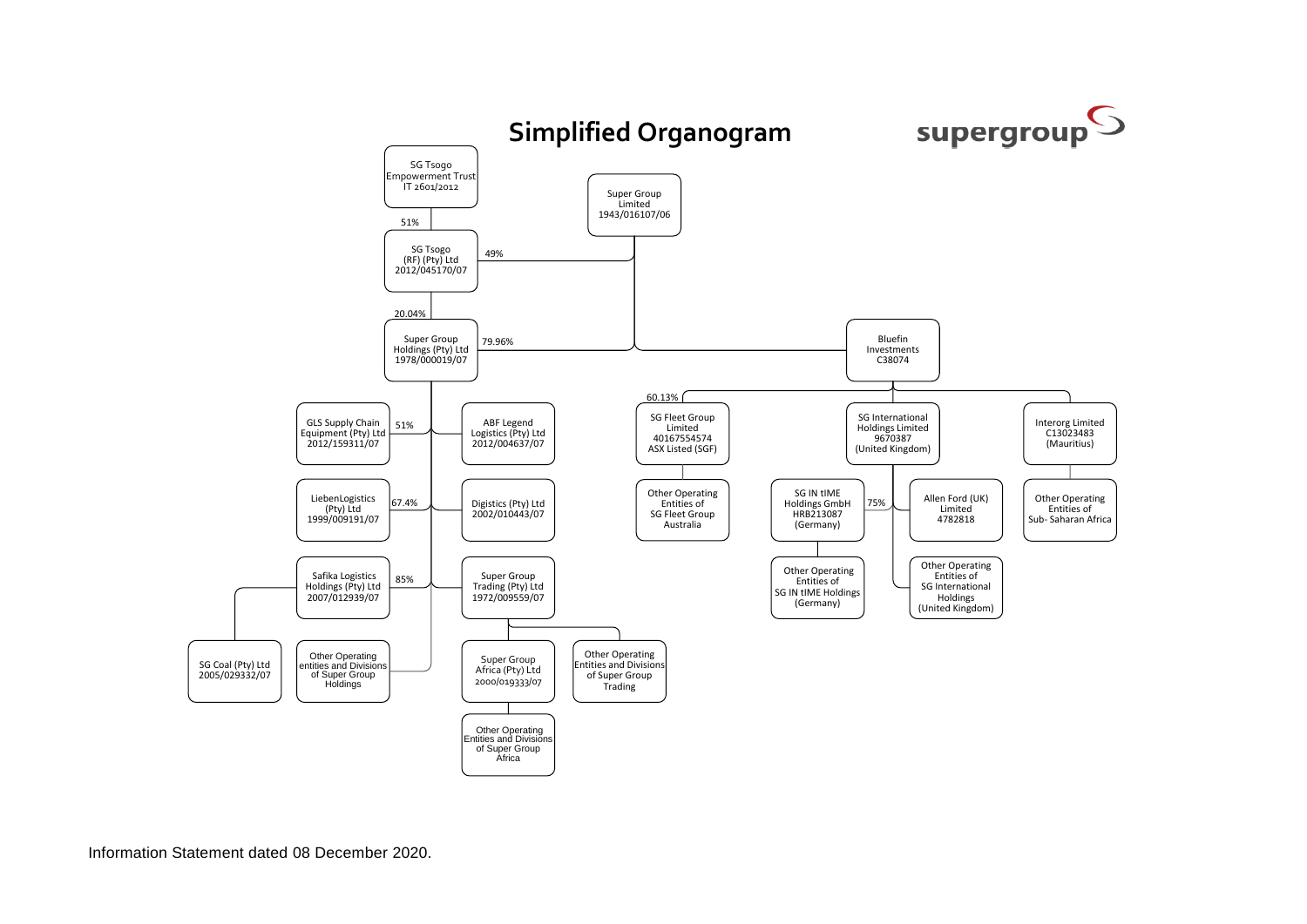# Simplified Organogram

supergroup

- **SG Tsogo Empowerment Trust** (IT 2601/2012)
  - 51% → **SG Tsogo (RF) (Pty) Ltd** (2012/045170/07)
    - 20.04% → **Super Group Holdings (Pty) Ltd** (1978/000019/07)
- **Super Group Limited** (1943/016107/06)
  - 49% → **SG Tsogo (RF) (Pty) Ltd** (2012/045170/07)
  - 79.96% → **Super Group Holdings (Pty) Ltd** (1978/000019/07)
  - **Bluefin Investments** (C38074)

**Super Group Holdings (Pty) Ltd** (1978/000019/07)
- 51% → GLS Supply Chain Equipment (Pty) Ltd (2012/159311/07)
- ABF Legend Logistics (Pty) Ltd (2012/004637/07)
- 67.4% → LiebenLogistics (Pty) Ltd (1999/009191/07)
- Digistics (Pty) Ltd (2002/010443/07)
- 85% → Safika Logistics Holdings (Pty) Ltd (2007/012939/07)
  - SG Coal (Pty) Ltd (2005/029332/07)
- Super Group Trading (Pty) Ltd (1972/009559/07)
  - Super Group Africa (Pty) Ltd (2000/019333/07)
    - Other Operating Entities and Divisions of Super Group Africa
  - Other Operating Entities and Divisions of Super Group Trading
- Other Operating entities and Divisions of Super Group Holdings

**Bluefin Investments** (C38074)
- 60.13% → SG Fleet Group Limited (40167554574, ASX Listed (SGF))
  - Other Operating Entities of SG Fleet Group Australia
- SG International Holdings Limited (9670387, (United Kingdom))
  - 75% → SG IN tIME Holdings GmbH (HRB213087, (Germany))
    - Other Operating Entities of SG IN tIME Holdings (Germany)
  - Allen Ford (UK) Limited (4782818)
  - Other Operating Entities of SG International Holdings (United Kingdom)
- Interorg Limited (C13023483, (Mauritius))
  - Other Operating Entities of Sub- Saharan Africa

Information Statement dated 08 December 2020.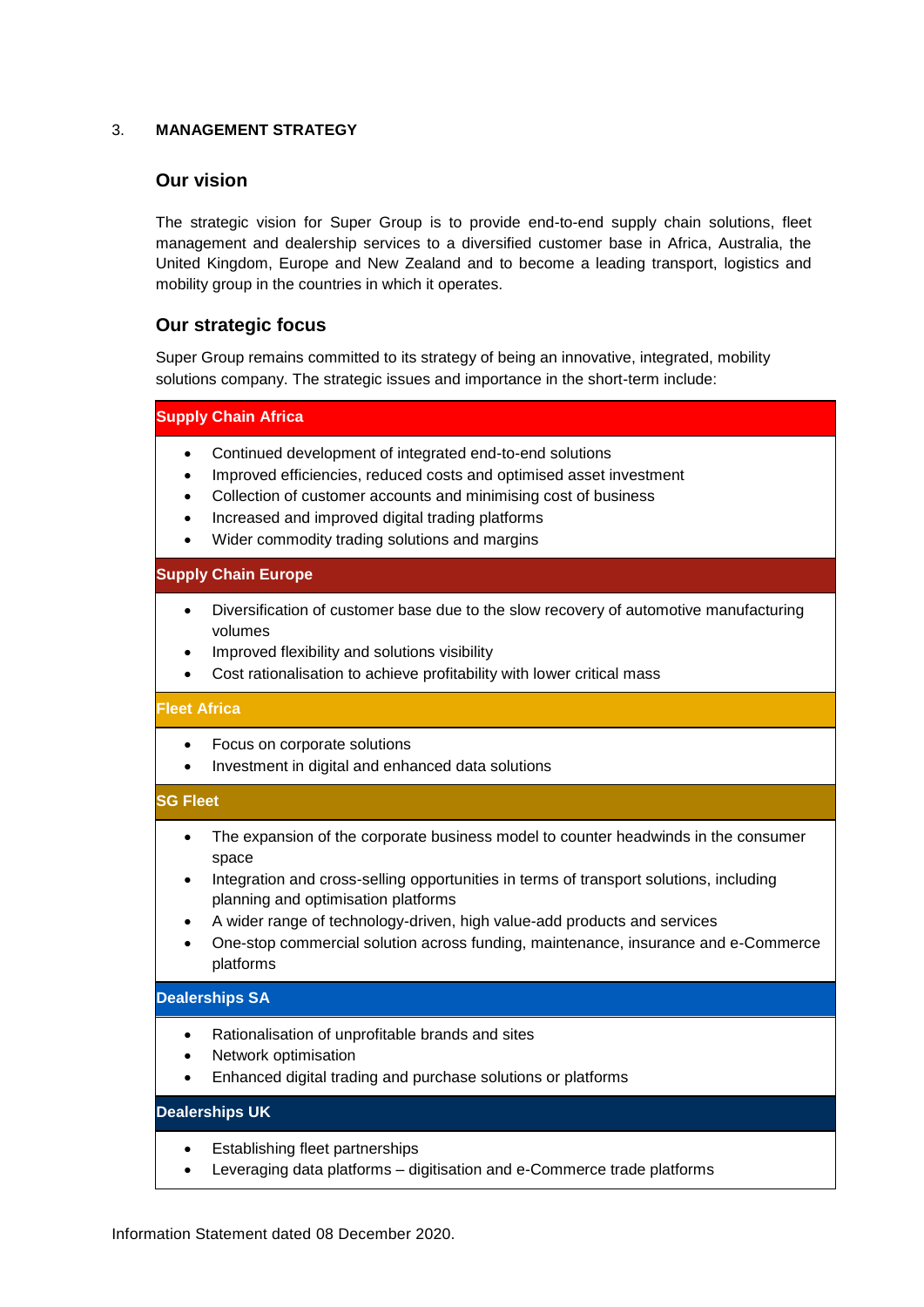## 3. MANAGEMENT STRATEGY

### Our vision

The strategic vision for Super Group is to provide end-to-end supply chain solutions, fleet management and dealership services to a diversified customer base in Africa, Australia, the United Kingdom, Europe and New Zealand and to become a leading transport, logistics and mobility group in the countries in which it operates.

### Our strategic focus

Super Group remains committed to its strategy of being an innovative, integrated, mobility solutions company. The strategic issues and importance in the short-term include:

**Supply Chain Africa**

- Continued development of integrated end-to-end solutions
- Improved efficiencies, reduced costs and optimised asset investment
- Collection of customer accounts and minimising cost of business
- Increased and improved digital trading platforms
- Wider commodity trading solutions and margins

**Supply Chain Europe**

- Diversification of customer base due to the slow recovery of automotive manufacturing volumes
- Improved flexibility and solutions visibility
- Cost rationalisation to achieve profitability with lower critical mass

**Fleet Africa**

- Focus on corporate solutions
- Investment in digital and enhanced data solutions

**SG Fleet**

- The expansion of the corporate business model to counter headwinds in the consumer space
- Integration and cross-selling opportunities in terms of transport solutions, including planning and optimisation platforms
- A wider range of technology-driven, high value-add products and services
- One-stop commercial solution across funding, maintenance, insurance and e-Commerce platforms

**Dealerships SA**

- Rationalisation of unprofitable brands and sites
- Network optimisation
- Enhanced digital trading and purchase solutions or platforms

**Dealerships UK**

- Establishing fleet partnerships
- Leveraging data platforms – digitisation and e-Commerce trade platforms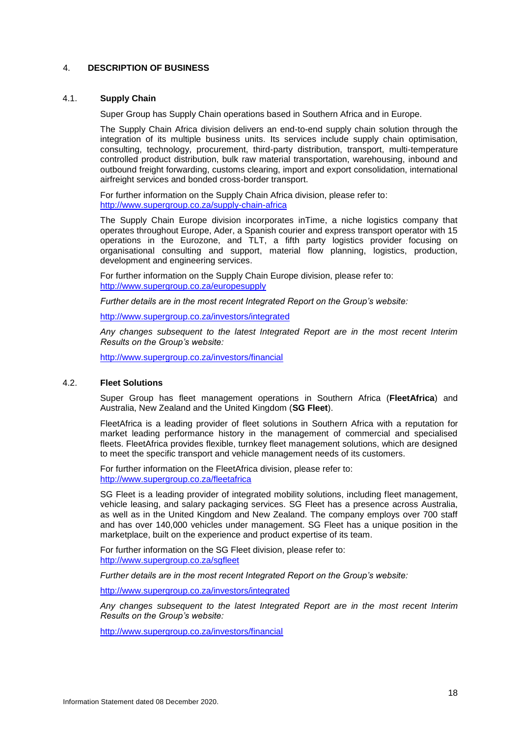## 4. DESCRIPTION OF BUSINESS

### 4.1. Supply Chain

Super Group has Supply Chain operations based in Southern Africa and in Europe.

The Supply Chain Africa division delivers an end-to-end supply chain solution through the integration of its multiple business units. Its services include supply chain optimisation, consulting, technology, procurement, third-party distribution, transport, multi-temperature controlled product distribution, bulk raw material transportation, warehousing, inbound and outbound freight forwarding, customs clearing, import and export consolidation, international airfreight services and bonded cross-border transport.

For further information on the Supply Chain Africa division, please refer to: http://www.supergroup.co.za/supply-chain-africa

The Supply Chain Europe division incorporates inTime, a niche logistics company that operates throughout Europe, Ader, a Spanish courier and express transport operator with 15 operations in the Eurozone, and TLT, a fifth party logistics provider focusing on organisational consulting and support, material flow planning, logistics, production, development and engineering services.

For further information on the Supply Chain Europe division, please refer to: http://www.supergroup.co.za/europesupply

*Further details are in the most recent Integrated Report on the Group's website:*

http://www.supergroup.co.za/investors/integrated

*Any changes subsequent to the latest Integrated Report are in the most recent Interim Results on the Group's website:*

http://www.supergroup.co.za/investors/financial

### 4.2. Fleet Solutions

Super Group has fleet management operations in Southern Africa (**FleetAfrica**) and Australia, New Zealand and the United Kingdom (**SG Fleet**).

FleetAfrica is a leading provider of fleet solutions in Southern Africa with a reputation for market leading performance history in the management of commercial and specialised fleets. FleetAfrica provides flexible, turnkey fleet management solutions, which are designed to meet the specific transport and vehicle management needs of its customers.

For further information on the FleetAfrica division, please refer to: http://www.supergroup.co.za/fleetafrica

SG Fleet is a leading provider of integrated mobility solutions, including fleet management, vehicle leasing, and salary packaging services. SG Fleet has a presence across Australia, as well as in the United Kingdom and New Zealand. The company employs over 700 staff and has over 140,000 vehicles under management. SG Fleet has a unique position in the marketplace, built on the experience and product expertise of its team.

For further information on the SG Fleet division, please refer to: http://www.supergroup.co.za/sgfleet

*Further details are in the most recent Integrated Report on the Group's website:*

http://www.supergroup.co.za/investors/integrated

*Any changes subsequent to the latest Integrated Report are in the most recent Interim Results on the Group's website:*

http://www.supergroup.co.za/investors/financial

Information Statement dated 08 December 2020.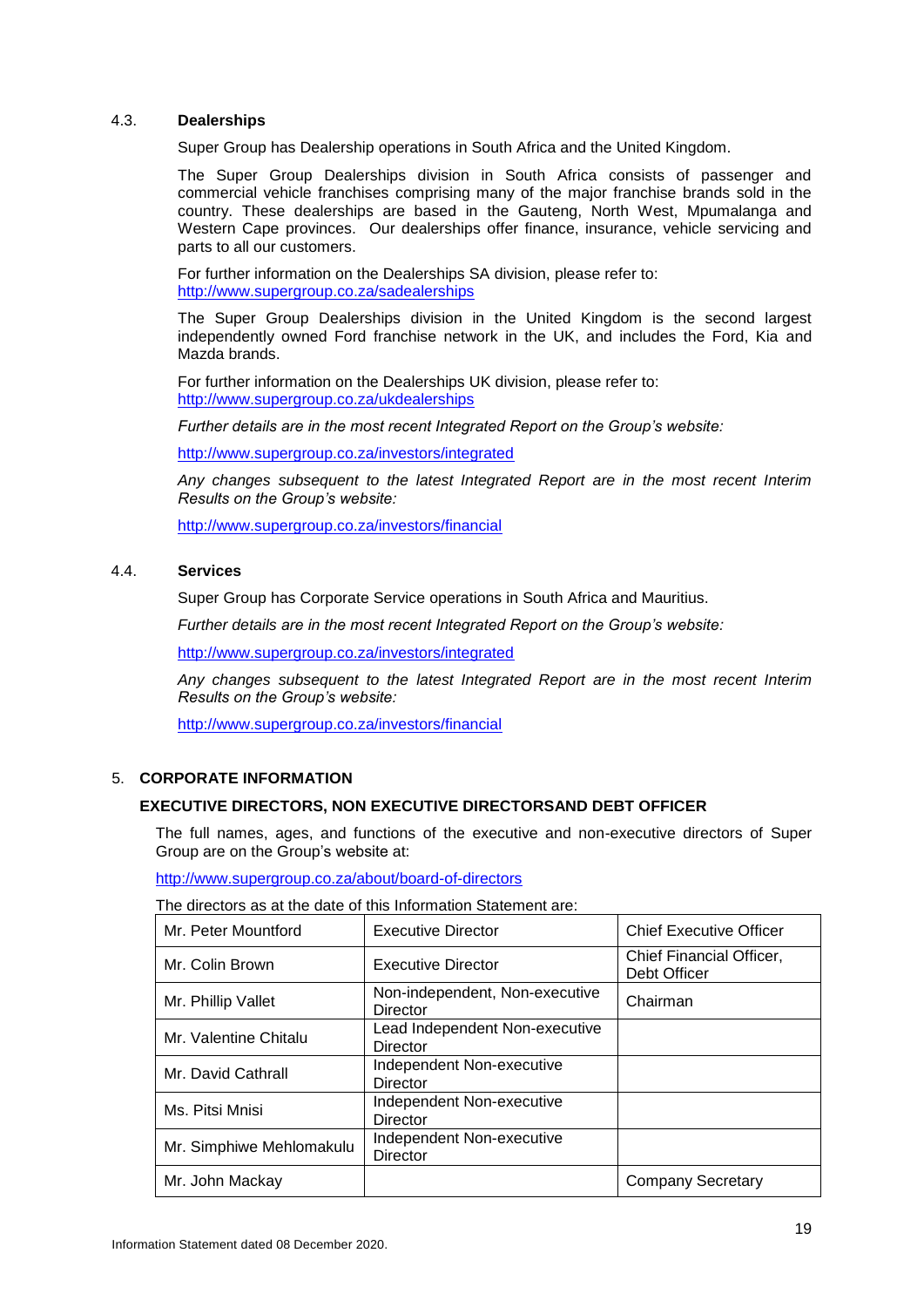### 4.3. Dealerships

Super Group has Dealership operations in South Africa and the United Kingdom.

The Super Group Dealerships division in South Africa consists of passenger and commercial vehicle franchises comprising many of the major franchise brands sold in the country. These dealerships are based in the Gauteng, North West, Mpumalanga and Western Cape provinces. Our dealerships offer finance, insurance, vehicle servicing and parts to all our customers.

For further information on the Dealerships SA division, please refer to:
http://www.supergroup.co.za/sadealerships

The Super Group Dealerships division in the United Kingdom is the second largest independently owned Ford franchise network in the UK, and includes the Ford, Kia and Mazda brands.

For further information on the Dealerships UK division, please refer to:
http://www.supergroup.co.za/ukdealerships

*Further details are in the most recent Integrated Report on the Group's website:*

http://www.supergroup.co.za/investors/integrated

*Any changes subsequent to the latest Integrated Report are in the most recent Interim Results on the Group's website:*

http://www.supergroup.co.za/investors/financial

### 4.4. Services

Super Group has Corporate Service operations in South Africa and Mauritius.

*Further details are in the most recent Integrated Report on the Group's website:*

http://www.supergroup.co.za/investors/integrated

*Any changes subsequent to the latest Integrated Report are in the most recent Interim Results on the Group's website:*

http://www.supergroup.co.za/investors/financial

## 5. CORPORATE INFORMATION

### EXECUTIVE DIRECTORS, NON EXECUTIVE DIRECTORSAND DEBT OFFICER

The full names, ages, and functions of the executive and non-executive directors of Super Group are on the Group's website at:

http://www.supergroup.co.za/about/board-of-directors

The directors as at the date of this Information Statement are:

| | | |
|---|---|---|
| Mr. Peter Mountford | Executive Director | Chief Executive Officer |
| Mr. Colin Brown | Executive Director | Chief Financial Officer, Debt Officer |
| Mr. Phillip Vallet | Non-independent, Non-executive Director | Chairman |
| Mr. Valentine Chitalu | Lead Independent Non-executive Director | |
| Mr. David Cathrall | Independent Non-executive Director | |
| Ms. Pitsi Mnisi | Independent Non-executive Director | |
| Mr. Simphiwe Mehlomakulu | Independent Non-executive Director | |
| Mr. John Mackay | | Company Secretary |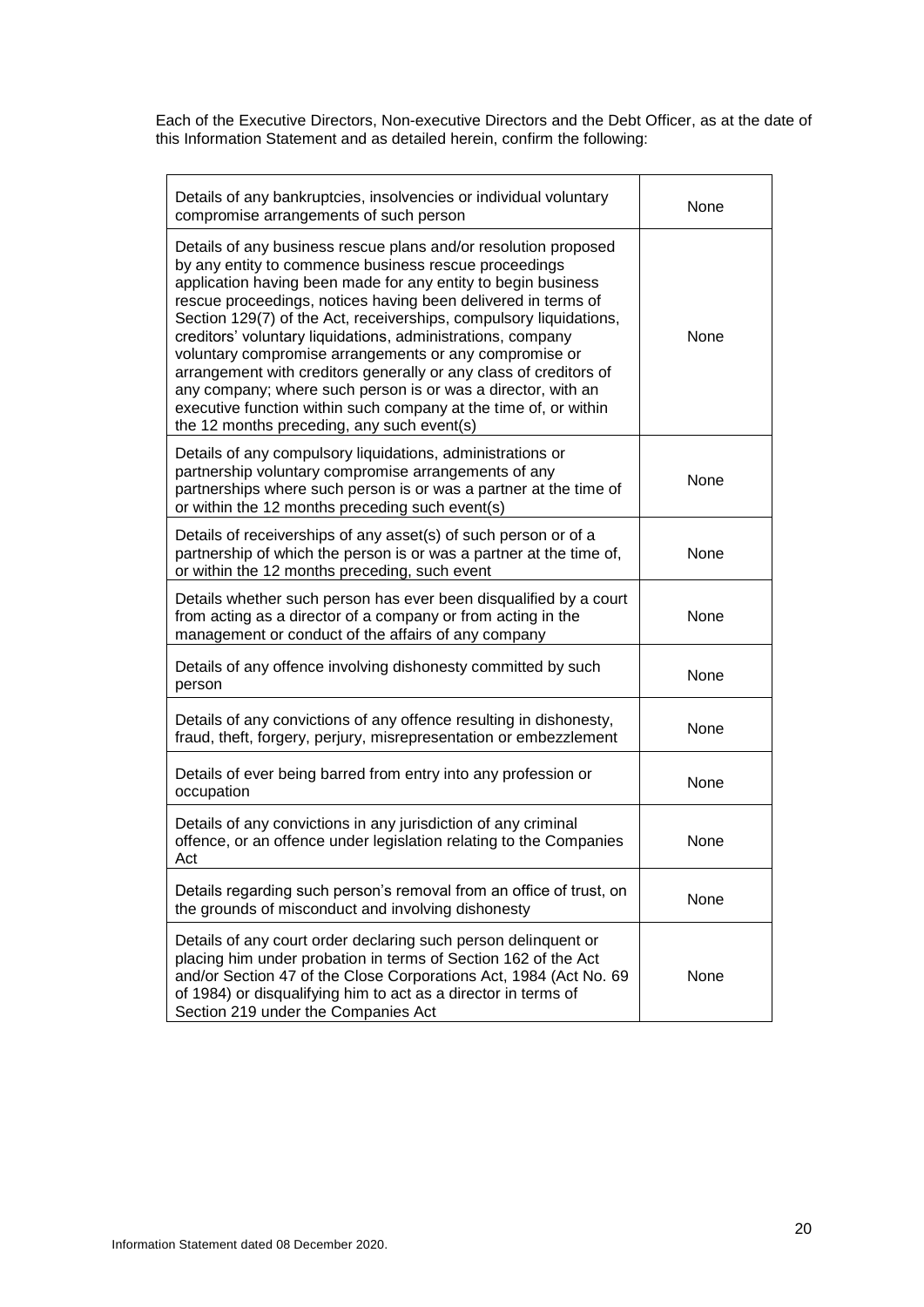Each of the Executive Directors, Non-executive Directors and the Debt Officer, as at the date of this Information Statement and as detailed herein, confirm the following:

| | |
|---|---|
| Details of any bankruptcies, insolvencies or individual voluntary compromise arrangements of such person | None |
| Details of any business rescue plans and/or resolution proposed by any entity to commence business rescue proceedings application having been made for any entity to begin business rescue proceedings, notices having been delivered in terms of Section 129(7) of the Act, receiverships, compulsory liquidations, creditors' voluntary liquidations, administrations, company voluntary compromise arrangements or any compromise or arrangement with creditors generally or any class of creditors of any company; where such person is or was a director, with an executive function within such company at the time of, or within the 12 months preceding, any such event(s) | None |
| Details of any compulsory liquidations, administrations or partnership voluntary compromise arrangements of any partnerships where such person is or was a partner at the time of or within the 12 months preceding such event(s) | None |
| Details of receiverships of any asset(s) of such person or of a partnership of which the person is or was a partner at the time of, or within the 12 months preceding, such event | None |
| Details whether such person has ever been disqualified by a court from acting as a director of a company or from acting in the management or conduct of the affairs of any company | None |
| Details of any offence involving dishonesty committed by such person | None |
| Details of any convictions of any offence resulting in dishonesty, fraud, theft, forgery, perjury, misrepresentation or embezzlement | None |
| Details of ever being barred from entry into any profession or occupation | None |
| Details of any convictions in any jurisdiction of any criminal offence, or an offence under legislation relating to the Companies Act | None |
| Details regarding such person's removal from an office of trust, on the grounds of misconduct and involving dishonesty | None |
| Details of any court order declaring such person delinquent or placing him under probation in terms of Section 162 of the Act and/or Section 47 of the Close Corporations Act, 1984 (Act No. 69 of 1984) or disqualifying him to act as a director in terms of Section 219 under the Companies Act | None |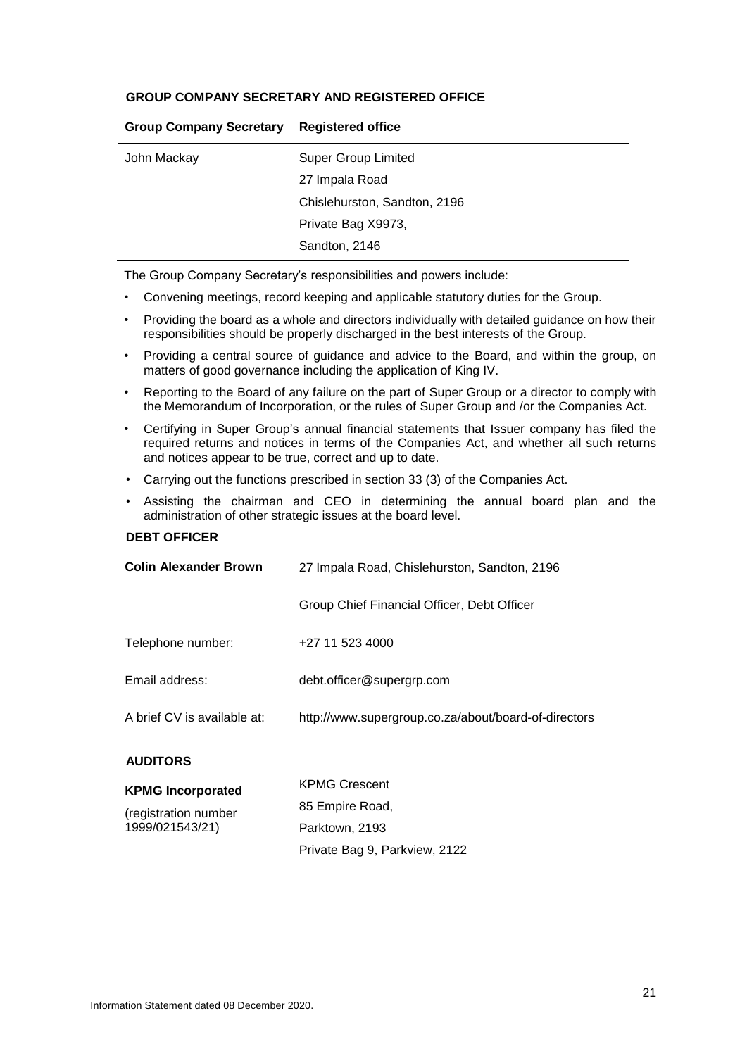## GROUP COMPANY SECRETARY AND REGISTERED OFFICE

| Group Company Secretary | Registered office |
| --- | --- |
| John Mackay | Super Group Limited<br>27 Impala Road<br>Chislehurston, Sandton, 2196<br>Private Bag X9973,<br>Sandton, 2146 |

The Group Company Secretary's responsibilities and powers include:

- Convening meetings, record keeping and applicable statutory duties for the Group.
- Providing the board as a whole and directors individually with detailed guidance on how their responsibilities should be properly discharged in the best interests of the Group.
- Providing a central source of guidance and advice to the Board, and within the group, on matters of good governance including the application of King IV.
- Reporting to the Board of any failure on the part of Super Group or a director to comply with the Memorandum of Incorporation, or the rules of Super Group and /or the Companies Act.
- Certifying in Super Group's annual financial statements that Issuer company has filed the required returns and notices in terms of the Companies Act, and whether all such returns and notices appear to be true, correct and up to date.
- Carrying out the functions prescribed in section 33 (3) of the Companies Act.
- Assisting the chairman and CEO in determining the annual board plan and the administration of other strategic issues at the board level.

## DEBT OFFICER

| | |
| --- | --- |
| **Colin Alexander Brown** | 27 Impala Road, Chislehurston, Sandton, 2196 |
| | Group Chief Financial Officer, Debt Officer |
| Telephone number: | +27 11 523 4000 |
| Email address: | debt.officer@supergrp.com |
| A brief CV is available at: | http://www.supergroup.co.za/about/board-of-directors |

## AUDITORS

| | |
| --- | --- |
| **KPMG Incorporated**<br>(registration number 1999/021543/21) | KPMG Crescent<br>85 Empire Road,<br>Parktown, 2193<br>Private Bag 9, Parkview, 2122 |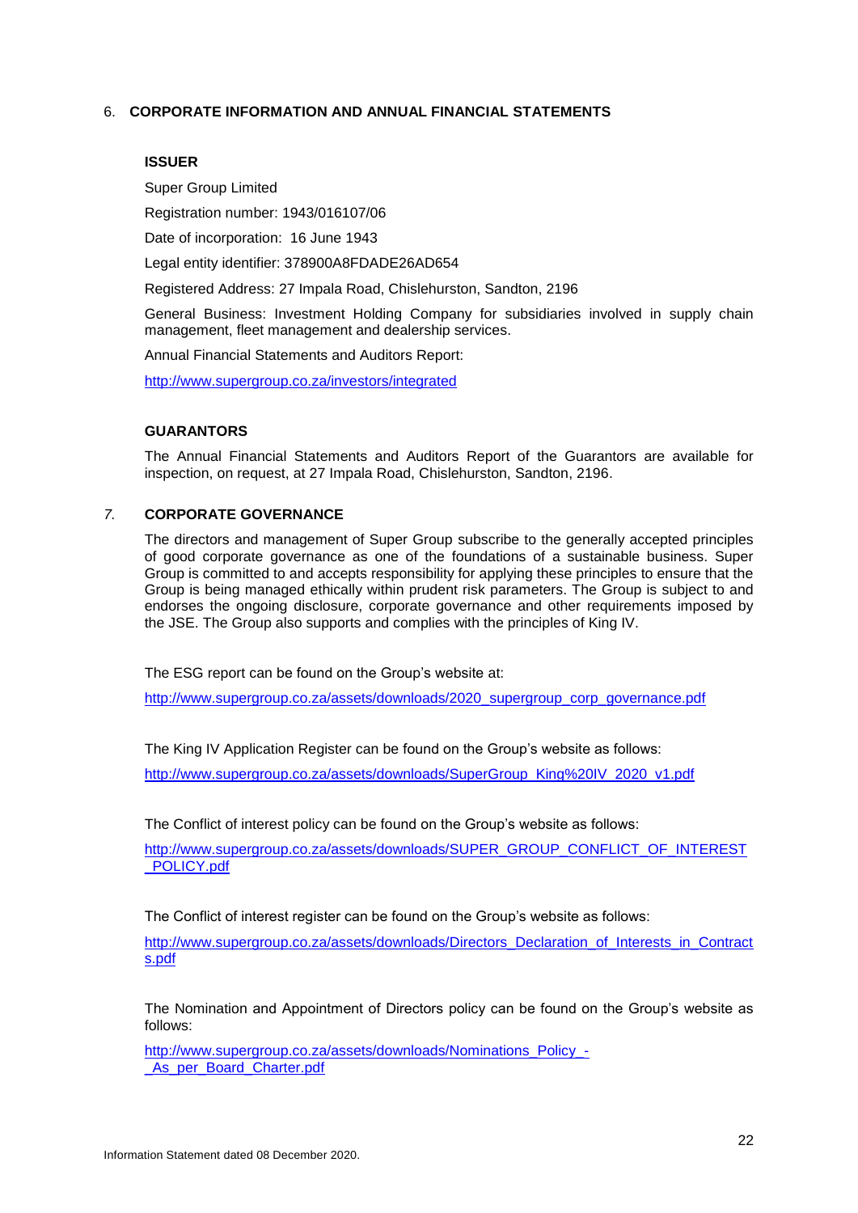## 6. CORPORATE INFORMATION AND ANNUAL FINANCIAL STATEMENTS

### ISSUER

Super Group Limited

Registration number: 1943/016107/06

Date of incorporation: 16 June 1943

Legal entity identifier: 378900A8FDADE26AD654

Registered Address: 27 Impala Road, Chislehurston, Sandton, 2196

General Business: Investment Holding Company for subsidiaries involved in supply chain management, fleet management and dealership services.

Annual Financial Statements and Auditors Report:

http://www.supergroup.co.za/investors/integrated

### GUARANTORS

The Annual Financial Statements and Auditors Report of the Guarantors are available for inspection, on request, at 27 Impala Road, Chislehurston, Sandton, 2196.

## *7.* CORPORATE GOVERNANCE

The directors and management of Super Group subscribe to the generally accepted principles of good corporate governance as one of the foundations of a sustainable business. Super Group is committed to and accepts responsibility for applying these principles to ensure that the Group is being managed ethically within prudent risk parameters. The Group is subject to and endorses the ongoing disclosure, corporate governance and other requirements imposed by the JSE. The Group also supports and complies with the principles of King IV.

The ESG report can be found on the Group's website at:

http://www.supergroup.co.za/assets/downloads/2020_supergroup_corp_governance.pdf

The King IV Application Register can be found on the Group's website as follows:

http://www.supergroup.co.za/assets/downloads/SuperGroup_King%20IV_2020_v1.pdf

The Conflict of interest policy can be found on the Group's website as follows:

http://www.supergroup.co.za/assets/downloads/SUPER_GROUP_CONFLICT_OF_INTEREST_POLICY.pdf

The Conflict of interest register can be found on the Group's website as follows:

http://www.supergroup.co.za/assets/downloads/Directors_Declaration_of_Interests_in_Contracts.pdf

The Nomination and Appointment of Directors policy can be found on the Group's website as follows:

http://www.supergroup.co.za/assets/downloads/Nominations_Policy_-_As_per_Board_Charter.pdf

Information Statement dated 08 December 2020.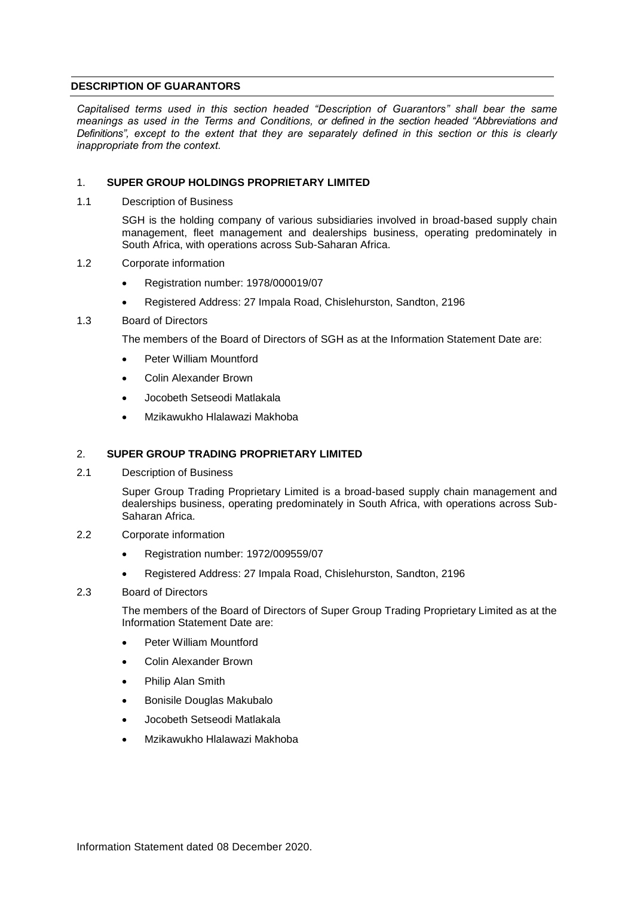## DESCRIPTION OF GUARANTORS

*Capitalised terms used in this section headed "Description of Guarantors" shall bear the same meanings as used in the Terms and Conditions, or defined in the section headed "Abbreviations and Definitions", except to the extent that they are separately defined in this section or this is clearly inappropriate from the context.*

### 1. SUPER GROUP HOLDINGS PROPRIETARY LIMITED

1.1 Description of Business

SGH is the holding company of various subsidiaries involved in broad-based supply chain management, fleet management and dealerships business, operating predominately in South Africa, with operations across Sub-Saharan Africa.

1.2 Corporate information

- Registration number: 1978/000019/07
- Registered Address: 27 Impala Road, Chislehurston, Sandton, 2196

1.3 Board of Directors

The members of the Board of Directors of SGH as at the Information Statement Date are:

- Peter William Mountford
- Colin Alexander Brown
- Jocobeth Setseodi Matlakala
- Mzikawukho Hlalawazi Makhoba

### 2. SUPER GROUP TRADING PROPRIETARY LIMITED

2.1 Description of Business

Super Group Trading Proprietary Limited is a broad-based supply chain management and dealerships business, operating predominately in South Africa, with operations across Sub-Saharan Africa.

2.2 Corporate information

- Registration number: 1972/009559/07
- Registered Address: 27 Impala Road, Chislehurston, Sandton, 2196

2.3 Board of Directors

The members of the Board of Directors of Super Group Trading Proprietary Limited as at the Information Statement Date are:

- Peter William Mountford
- Colin Alexander Brown
- Philip Alan Smith
- Bonisile Douglas Makubalo
- Jocobeth Setseodi Matlakala
- Mzikawukho Hlalawazi Makhoba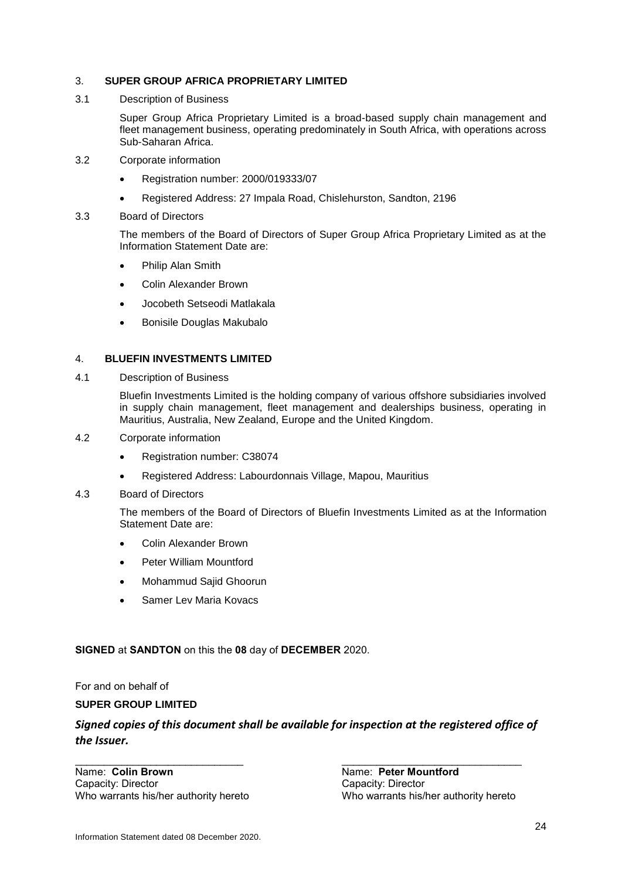3. **SUPER GROUP AFRICA PROPRIETARY LIMITED**

3.1 Description of Business

Super Group Africa Proprietary Limited is a broad-based supply chain management and fleet management business, operating predominately in South Africa, with operations across Sub-Saharan Africa.

3.2 Corporate information

- Registration number: 2000/019333/07
- Registered Address: 27 Impala Road, Chislehurston, Sandton, 2196

3.3 Board of Directors

The members of the Board of Directors of Super Group Africa Proprietary Limited as at the Information Statement Date are:

- Philip Alan Smith
- Colin Alexander Brown
- Jocobeth Setseodi Matlakala
- Bonisile Douglas Makubalo

4. **BLUEFIN INVESTMENTS LIMITED**

4.1 Description of Business

Bluefin Investments Limited is the holding company of various offshore subsidiaries involved in supply chain management, fleet management and dealerships business, operating in Mauritius, Australia, New Zealand, Europe and the United Kingdom.

4.2 Corporate information

- Registration number: C38074
- Registered Address: Labourdonnais Village, Mapou, Mauritius

4.3 Board of Directors

The members of the Board of Directors of Bluefin Investments Limited as at the Information Statement Date are:

- Colin Alexander Brown
- Peter William Mountford
- Mohammud Sajid Ghoorun
- Samer Lev Maria Kovacs

**SIGNED** at **SANDTON** on this the **08** day of **DECEMBER** 2020.

For and on behalf of

**SUPER GROUP LIMITED**

***Signed copies of this document shall be available for inspection at the registered office of the Issuer.***

| ______________________________ | ______________________________ |
|---|---|
| Name: **Colin Brown** | Name: **Peter Mountford** |
| Capacity: Director | Capacity: Director |
| Who warrants his/her authority hereto | Who warrants his/her authority hereto |

Information Statement dated 08 December 2020.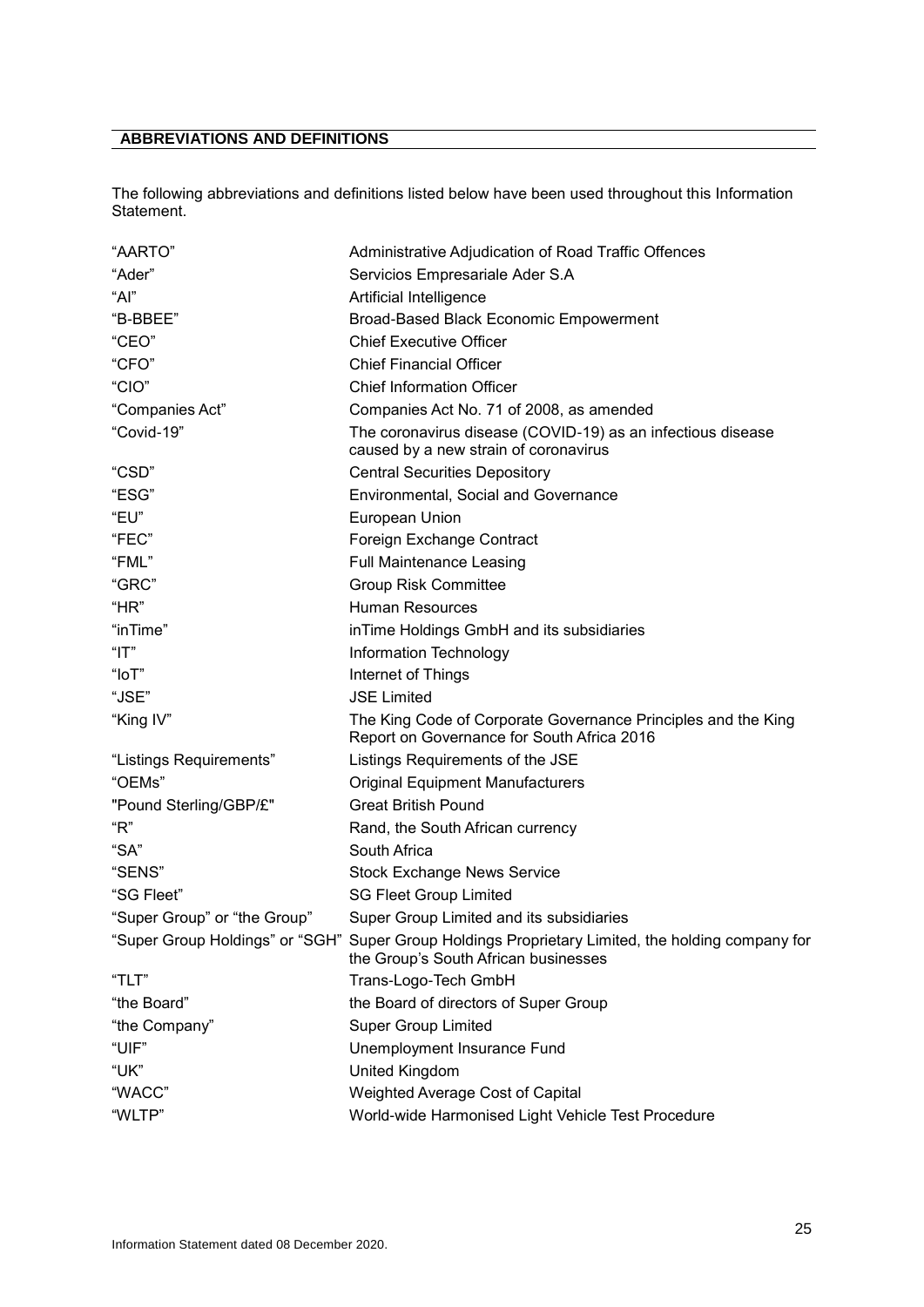## ABBREVIATIONS AND DEFINITIONS

The following abbreviations and definitions listed below have been used throughout this Information Statement.

| | |
|---|---|
| "AARTO" | Administrative Adjudication of Road Traffic Offences |
| "Ader" | Servicios Empresariale Ader S.A |
| "AI" | Artificial Intelligence |
| "B-BBEE" | Broad-Based Black Economic Empowerment |
| "CEO" | Chief Executive Officer |
| "CFO" | Chief Financial Officer |
| "CIO" | Chief Information Officer |
| "Companies Act" | Companies Act No. 71 of 2008, as amended |
| "Covid-19" | The coronavirus disease (COVID-19) as an infectious disease caused by a new strain of coronavirus |
| "CSD" | Central Securities Depository |
| "ESG" | Environmental, Social and Governance |
| "EU" | European Union |
| "FEC" | Foreign Exchange Contract |
| "FML" | Full Maintenance Leasing |
| "GRC" | Group Risk Committee |
| "HR" | Human Resources |
| "inTime" | inTime Holdings GmbH and its subsidiaries |
| "IT" | Information Technology |
| "IoT" | Internet of Things |
| "JSE" | JSE Limited |
| "King IV" | The King Code of Corporate Governance Principles and the King Report on Governance for South Africa 2016 |
| "Listings Requirements" | Listings Requirements of the JSE |
| "OEMs" | Original Equipment Manufacturers |
| "Pound Sterling/GBP/£" | Great British Pound |
| "R" | Rand, the South African currency |
| "SA" | South Africa |
| "SENS" | Stock Exchange News Service |
| "SG Fleet" | SG Fleet Group Limited |
| "Super Group" or "the Group" | Super Group Limited and its subsidiaries |
| "Super Group Holdings" or "SGH" | Super Group Holdings Proprietary Limited, the holding company for the Group's South African businesses |
| "TLT" | Trans-Logo-Tech GmbH |
| "the Board" | the Board of directors of Super Group |
| "the Company" | Super Group Limited |
| "UIF" | Unemployment Insurance Fund |
| "UK" | United Kingdom |
| "WACC" | Weighted Average Cost of Capital |
| "WLTP" | World-wide Harmonised Light Vehicle Test Procedure |

Information Statement dated 08 December 2020.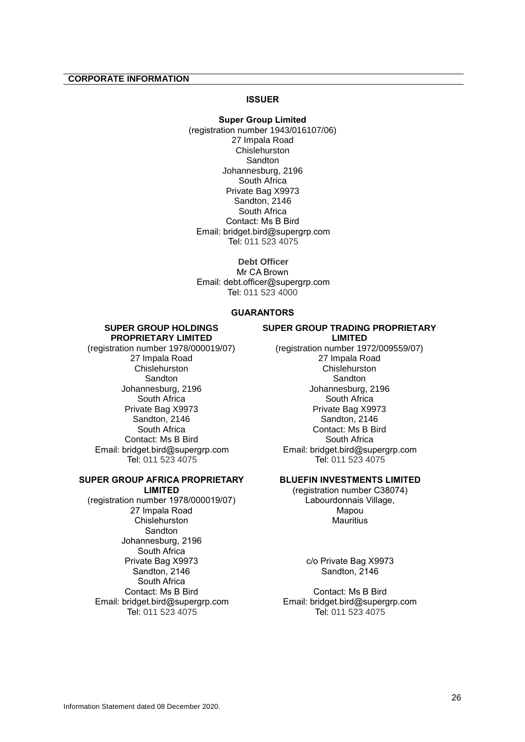## CORPORATE INFORMATION

### ISSUER

**Super Group Limited**
(registration number 1943/016107/06)
27 Impala Road
Chislehurston
Sandton
Johannesburg, 2196
South Africa
Private Bag X9973
Sandton, 2146
South Africa
Contact: Ms B Bird
Email: bridget.bird@supergrp.com
Tel: 011 523 4075

**Debt Officer**
Mr CA Brown
Email: debt.officer@supergrp.com
Tel: 011 523 4000

### GUARANTORS

**SUPER GROUP HOLDINGS PROPRIETARY LIMITED**
(registration number 1978/000019/07)
27 Impala Road
Chislehurston
Sandton
Johannesburg, 2196
South Africa
Private Bag X9973
Sandton, 2146
South Africa
Contact: Ms B Bird
Email: bridget.bird@supergrp.com
Tel: 011 523 4075

**SUPER GROUP TRADING PROPRIETARY LIMITED**
(registration number 1972/009559/07)
27 Impala Road
Chislehurston
Sandton
Johannesburg, 2196
South Africa
Private Bag X9973
Sandton, 2146
Contact: Ms B Bird
South Africa
Email: bridget.bird@supergrp.com
Tel: 011 523 4075

**SUPER GROUP AFRICA PROPRIETARY LIMITED**
(registration number 1978/000019/07)
27 Impala Road
Chislehurston
Sandton
Johannesburg, 2196
South Africa
Private Bag X9973
Sandton, 2146
South Africa
Contact: Ms B Bird
Email: bridget.bird@supergrp.com
Tel: 011 523 4075

**BLUEFIN INVESTMENTS LIMITED**
(registration number C38074)
Labourdonnais Village,
Mapou
Mauritius

c/o Private Bag X9973
Sandton, 2146

Contact: Ms B Bird
Email: bridget.bird@supergrp.com
Tel: 011 523 4075

Information Statement dated 08 December 2020.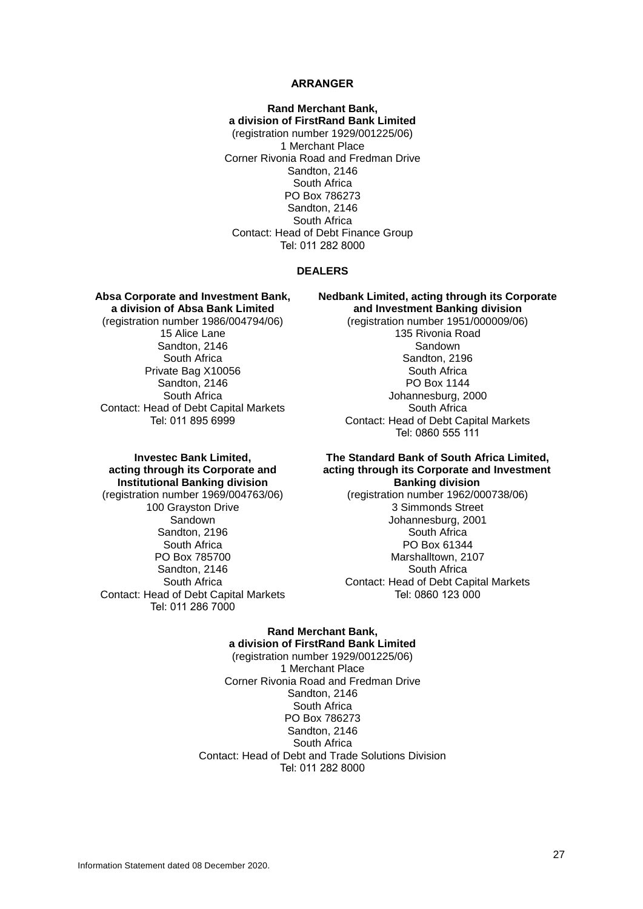**ARRANGER**

**Rand Merchant Bank,**
**a division of FirstRand Bank Limited**
(registration number 1929/001225/06)
1 Merchant Place
Corner Rivonia Road and Fredman Drive
Sandton, 2146
South Africa
PO Box 786273
Sandton, 2146
South Africa
Contact: Head of Debt Finance Group
Tel: 011 282 8000

**DEALERS**

**Absa Corporate and Investment Bank,**
**a division of Absa Bank Limited**
(registration number 1986/004794/06)
15 Alice Lane
Sandton, 2146
South Africa
Private Bag X10056
Sandton, 2146
South Africa
Contact: Head of Debt Capital Markets
Tel: 011 895 6999

**Nedbank Limited, acting through its Corporate and Investment Banking division**
(registration number 1951/000009/06)
135 Rivonia Road
Sandown
Sandton, 2196
South Africa
PO Box 1144
Johannesburg, 2000
South Africa
Contact: Head of Debt Capital Markets
Tel: 0860 555 111

**Investec Bank Limited,**
**acting through its Corporate and Institutional Banking division**
(registration number 1969/004763/06)
100 Grayston Drive
Sandown
Sandton, 2196
South Africa
PO Box 785700
Sandton, 2146
South Africa
Contact: Head of Debt Capital Markets
Tel: 011 286 7000

**The Standard Bank of South Africa Limited,**
**acting through its Corporate and Investment Banking division**
(registration number 1962/000738/06)
3 Simmonds Street
Johannesburg, 2001
South Africa
PO Box 61344
Marshalltown, 2107
South Africa
Contact: Head of Debt Capital Markets
Tel: 0860 123 000

**Rand Merchant Bank,**
**a division of FirstRand Bank Limited**
(registration number 1929/001225/06)
1 Merchant Place
Corner Rivonia Road and Fredman Drive
Sandton, 2146
South Africa
PO Box 786273
Sandton, 2146
South Africa
Contact: Head of Debt and Trade Solutions Division
Tel: 011 282 8000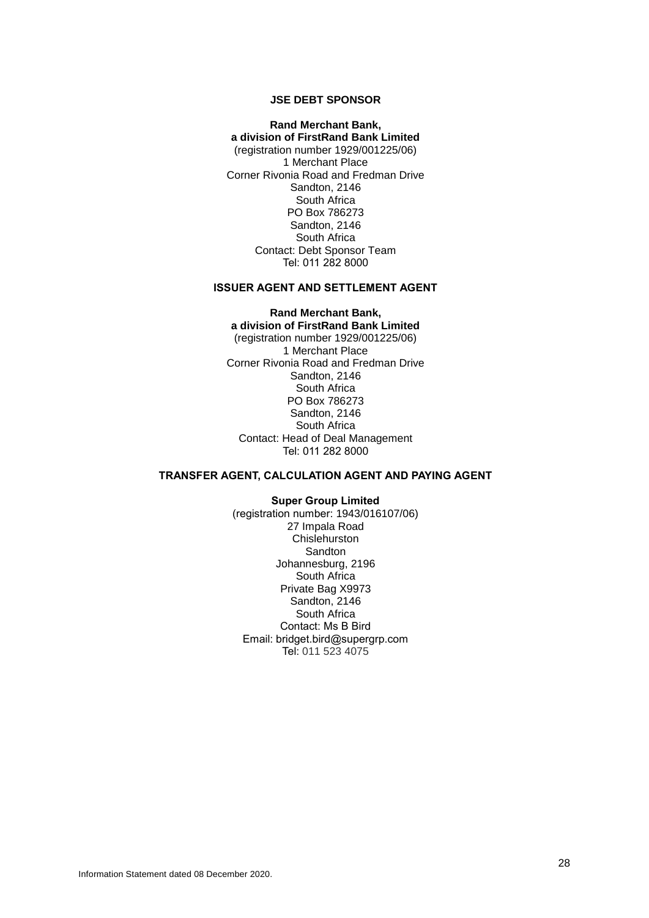**JSE DEBT SPONSOR**

**Rand Merchant Bank,**
**a division of FirstRand Bank Limited**
(registration number 1929/001225/06)
1 Merchant Place
Corner Rivonia Road and Fredman Drive
Sandton, 2146
South Africa
PO Box 786273
Sandton, 2146
South Africa
Contact: Debt Sponsor Team
Tel: 011 282 8000

**ISSUER AGENT AND SETTLEMENT AGENT**

**Rand Merchant Bank,**
**a division of FirstRand Bank Limited**
(registration number 1929/001225/06)
1 Merchant Place
Corner Rivonia Road and Fredman Drive
Sandton, 2146
South Africa
PO Box 786273
Sandton, 2146
South Africa
Contact: Head of Deal Management
Tel: 011 282 8000

**TRANSFER AGENT, CALCULATION AGENT AND PAYING AGENT**

**Super Group Limited**
(registration number: 1943/016107/06)
27 Impala Road
Chislehurston
Sandton
Johannesburg, 2196
South Africa
Private Bag X9973
Sandton, 2146
South Africa
Contact: Ms B Bird
Email: bridget.bird@supergrp.com
Tel: 011 523 4075

Information Statement dated 08 December 2020.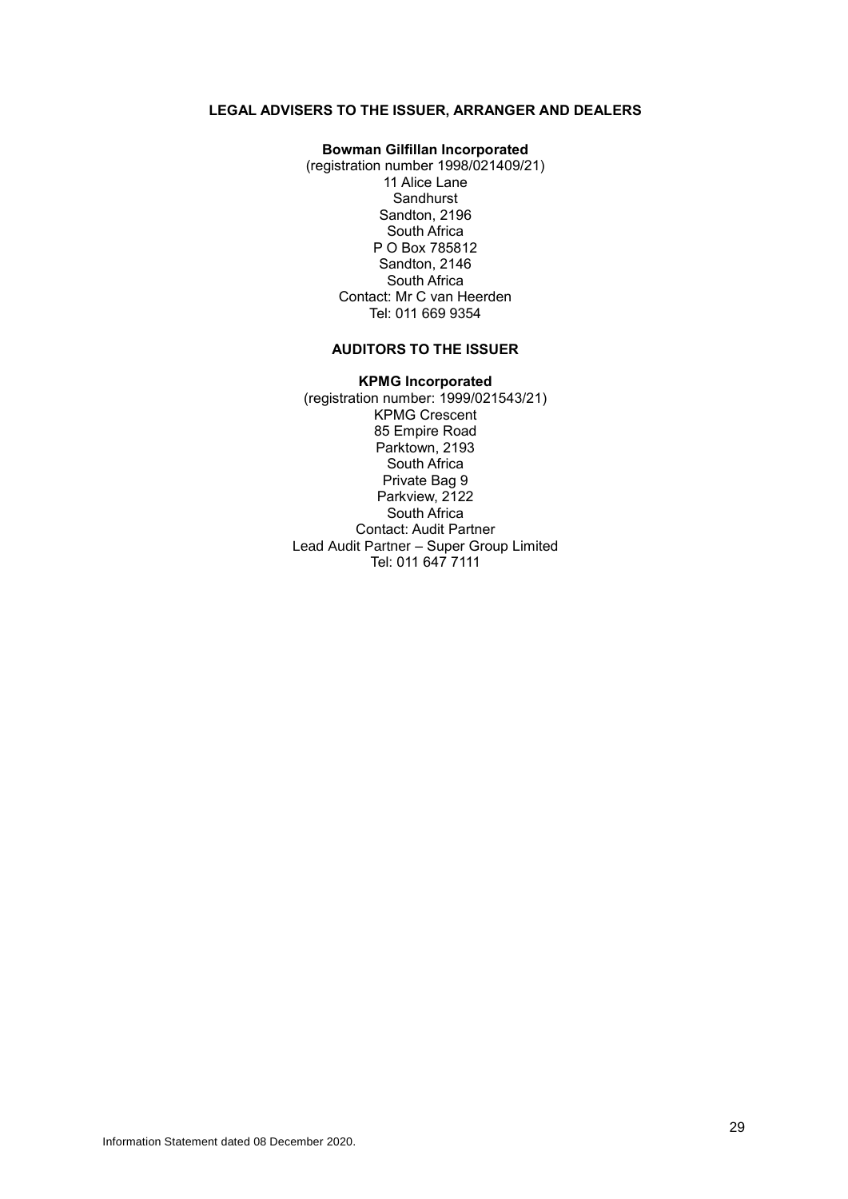## LEGAL ADVISERS TO THE ISSUER, ARRANGER AND DEALERS

**Bowman Gilfillan Incorporated**
(registration number 1998/021409/21)
11 Alice Lane
Sandhurst
Sandton, 2196
South Africa
P O Box 785812
Sandton, 2146
South Africa
Contact: Mr C van Heerden
Tel: 011 669 9354

## AUDITORS TO THE ISSUER

**KPMG Incorporated**
(registration number: 1999/021543/21)
KPMG Crescent
85 Empire Road
Parktown, 2193
South Africa
Private Bag 9
Parkview, 2122
South Africa
Contact: Audit Partner
Lead Audit Partner – Super Group Limited
Tel: 011 647 7111

Information Statement dated 08 December 2020.